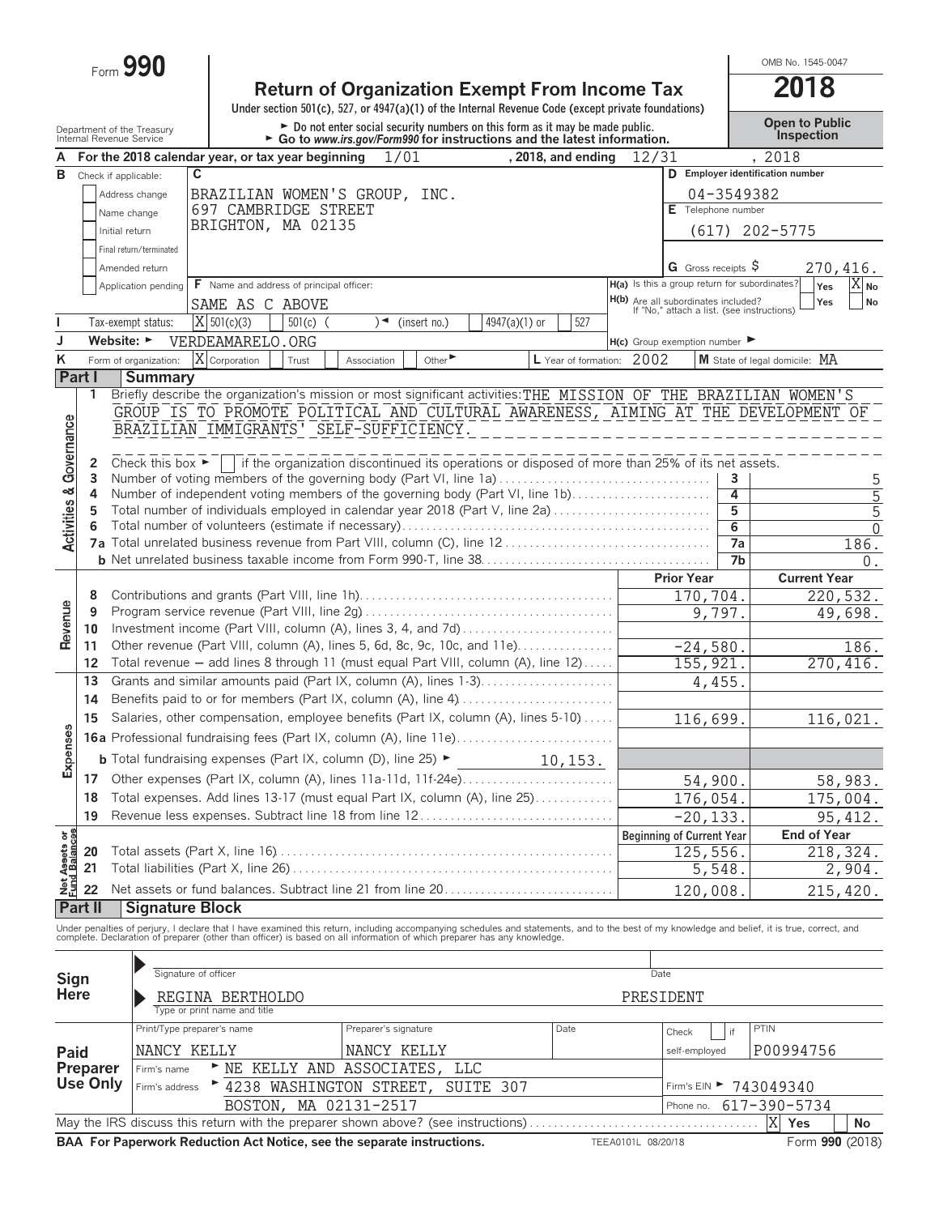Form **990**

# Return of Organization Exempt From Income Tax

**2018**

OMB No. 1545-0047

Under section 501(c), 527, or 4947(a)(1) of the Internal Revenue Code (except private foundations)

► Do not enter social security numbers on this form as it may be made public.
► Go to *www.irs.gov/Form990* for instructions and the latest information.

Department of the Treasury
Internal Revenue Service

**Open to Public Inspection**

**A** For the 2018 calendar year, or tax year beginning 1/01, 2018, and ending 12/31, 2018

**B** Check if applicable:
- Address change
- Name change
- Initial return
- Final return/terminated
- Amended return
- Application pending

**C** BRAZILIAN WOMEN'S GROUP, INC.
697 CAMBRIDGE STREET
BRIGHTON, MA 02135

**D** Employer identification number: 04-3549382

**E** Telephone number: (617) 202-5775

**G** Gross receipts $ 270,416.

**F** Name and address of principal officer: SAME AS C ABOVE

**H(a)** Is this a group return for subordinates? Yes [ ] No [X]

**H(b)** Are all subordinates included? Yes [ ] No [ ]
If "No," attach a list. (see instructions)

**I** Tax-exempt status: [X] 501(c)(3) [ ] 501(c) ( ) ◄ (insert no.) [ ] 4947(a)(1) or [ ] 527

**J** Website: ► VERDEAMARELO.ORG

**H(c)** Group exemption number ►

**K** Form of organization: [X] Corporation [ ] Trust [ ] Association [ ] Other ►

**L** Year of formation: 2002

**M** State of legal domicile: MA

## Part I Summary

### Activities & Governance

1 Briefly describe the organization's mission or most significant activities: THE MISSION OF THE BRAZILIAN WOMEN'S GROUP IS TO PROMOTE POLITICAL AND CULTURAL AWARENESS, AIMING AT THE DEVELOPMENT OF BRAZILIAN IMMIGRANTS' SELF-SUFFICIENCY.

2 Check this box ► [ ] if the organization discontinued its operations or disposed of more than 25% of its net assets.

| Line | Description | | Value |
|---|---|---|---|
| 3 | Number of voting members of the governing body (Part VI, line 1a) | 3 | 5 |
| 4 | Number of independent voting members of the governing body (Part VI, line 1b) | 4 | 5 |
| 5 | Total number of individuals employed in calendar year 2018 (Part V, line 2a) | 5 | 5 |
| 6 | Total number of volunteers (estimate if necessary) | 6 | 0 |
| 7a | Total unrelated business revenue from Part VIII, column (C), line 12 | 7a | 186. |
| b | Net unrelated business taxable income from Form 990-T, line 38 | 7b | 0. |

### Revenue, Expenses, Net Assets

| Line | Description | Prior Year | Current Year |
|---|---|---|---|
| 8 | Contributions and grants (Part VIII, line 1h) | 170,704. | 220,532. |
| 9 | Program service revenue (Part VIII, line 2g) | 9,797. | 49,698. |
| 10 | Investment income (Part VIII, column (A), lines 3, 4, and 7d) | | |
| 11 | Other revenue (Part VIII, column (A), lines 5, 6d, 8c, 9c, 10c, and 11e) | -24,580. | 186. |
| 12 | Total revenue — add lines 8 through 11 (must equal Part VIII, column (A), line 12) | 155,921. | 270,416. |
| 13 | Grants and similar amounts paid (Part IX, column (A), lines 1-3) | 4,455. | |
| 14 | Benefits paid to or for members (Part IX, column (A), line 4) | | |
| 15 | Salaries, other compensation, employee benefits (Part IX, column (A), lines 5-10) | 116,699. | 116,021. |
| 16a | Professional fundraising fees (Part IX, column (A), line 11e) | | |
| b | Total fundraising expenses (Part IX, column (D), line 25) ► 10,153. | | |
| 17 | Other expenses (Part IX, column (A), lines 11a-11d, 11f-24e) | 54,900. | 58,983. |
| 18 | Total expenses. Add lines 13-17 (must equal Part IX, column (A), line 25) | 176,054. | 175,004. |
| 19 | Revenue less expenses. Subtract line 18 from line 12 | -20,133. | 95,412. |
| | | **Beginning of Current Year** | **End of Year** |
| 20 | Total assets (Part X, line 16) | 125,556. | 218,324. |
| 21 | Total liabilities (Part X, line 26) | 5,548. | 2,904. |
| 22 | Net assets or fund balances. Subtract line 21 from line 20 | 120,008. | 215,420. |

## Part II Signature Block

Under penalties of perjury, I declare that I have examined this return, including accompanying schedules and statements, and to the best of my knowledge and belief, it is true, correct, and complete. Declaration of preparer (other than officer) is based on all information of which preparer has any knowledge.

**Sign Here**

Signature of officer — Date

REGINA BERTHOLDO — PRESIDENT
Type or print name and title

**Paid Preparer Use Only**

| Print/Type preparer's name | Preparer's signature | Date | Check [ ] if self-employed | PTIN |
|---|---|---|---|---|
| NANCY KELLY | NANCY KELLY | | | P00994756 |

Firm's name ► NE KELLY AND ASSOCIATES, LLC — Firm's EIN ► 743049340

Firm's address ► 4238 WASHINGTON STREET, SUITE 307, BOSTON, MA 02131-2517 — Phone no. 617-390-5734

May the IRS discuss this return with the preparer shown above? (see instructions) [X] Yes [ ] No

**BAA For Paperwork Reduction Act Notice, see the separate instructions.** TEEA0101L 08/20/18 Form **990** (2018)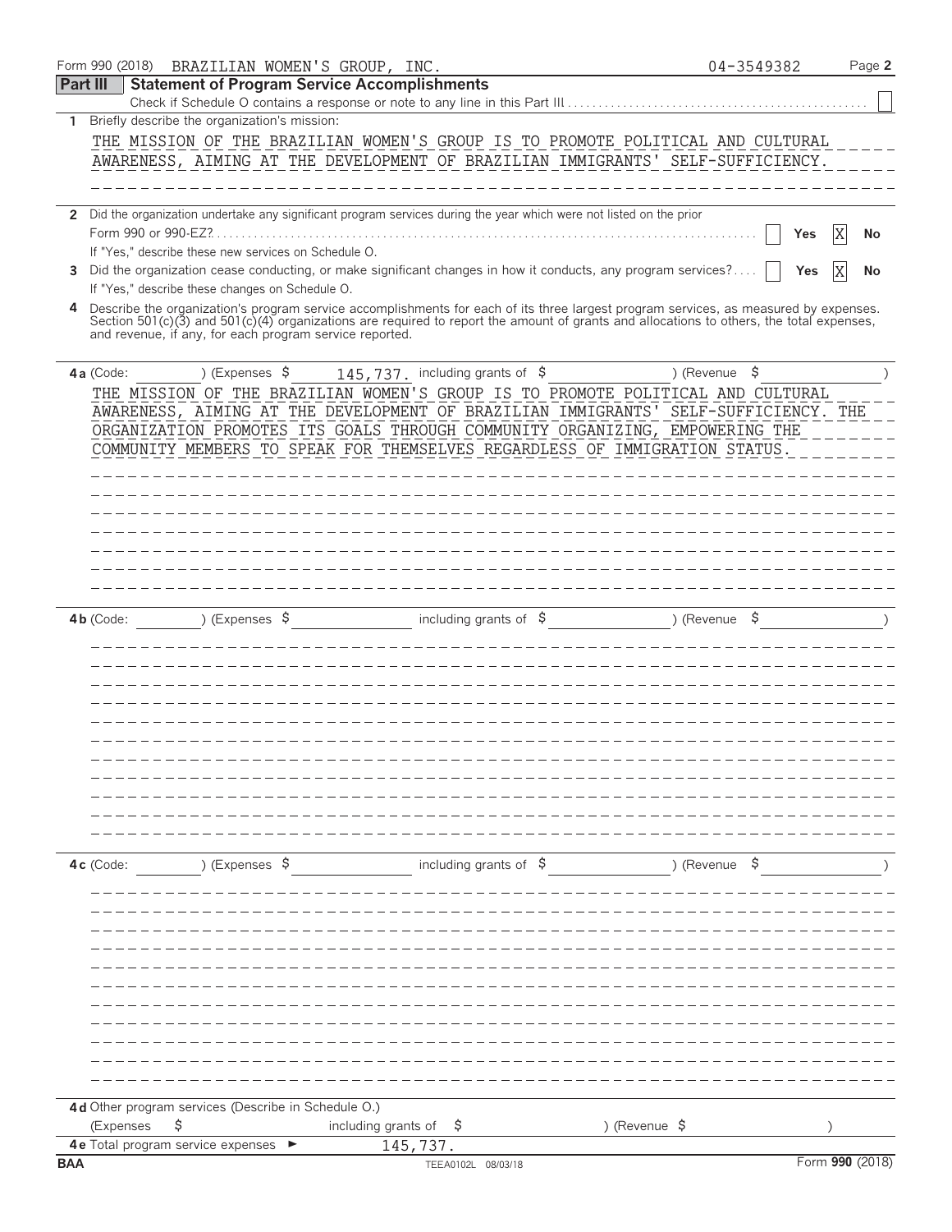Form 990 (2018) BRAZILIAN WOMEN'S GROUP, INC. 04-3549382 Page 2

## Part III Statement of Program Service Accomplishments

Check if Schedule O contains a response or note to any line in this Part III ☐

**1** Briefly describe the organization's mission:

THE MISSION OF THE BRAZILIAN WOMEN'S GROUP IS TO PROMOTE POLITICAL AND CULTURAL AWARENESS, AIMING AT THE DEVELOPMENT OF BRAZILIAN IMMIGRANTS' SELF-SUFFICIENCY.

**2** Did the organization undertake any significant program services during the year which were not listed on the prior Form 990 or 990-EZ? ☐ Yes ☒ No

If "Yes," describe these new services on Schedule O.

**3** Did the organization cease conducting, or make significant changes in how it conducts, any program services? ☐ Yes ☒ No

If "Yes," describe these changes on Schedule O.

**4** Describe the organization's program service accomplishments for each of its three largest program services, as measured by expenses. Section 501(c)(3) and 501(c)(4) organizations are required to report the amount of grants and allocations to others, the total expenses, and revenue, if any, for each program service reported.

**4a** (Code: ) (Expenses $ 145,737. including grants of $ ) (Revenue $ )

THE MISSION OF THE BRAZILIAN WOMEN'S GROUP IS TO PROMOTE POLITICAL AND CULTURAL AWARENESS, AIMING AT THE DEVELOPMENT OF BRAZILIAN IMMIGRANTS' SELF-SUFFICIENCY. THE ORGANIZATION PROMOTES ITS GOALS THROUGH COMMUNITY ORGANIZING, EMPOWERING THE COMMUNITY MEMBERS TO SPEAK FOR THEMSELVES REGARDLESS OF IMMIGRATION STATUS.

**4b** (Code: ) (Expenses $ including grants of $ ) (Revenue $ )

**4c** (Code: ) (Expenses $ including grants of $ ) (Revenue $ )

**4d** Other program services (Describe in Schedule O.)

(Expenses $ including grants of $ ) (Revenue $ )

**4e** Total program service expenses ► 145,737.

BAA TEEA0102L 08/03/18 Form **990** (2018)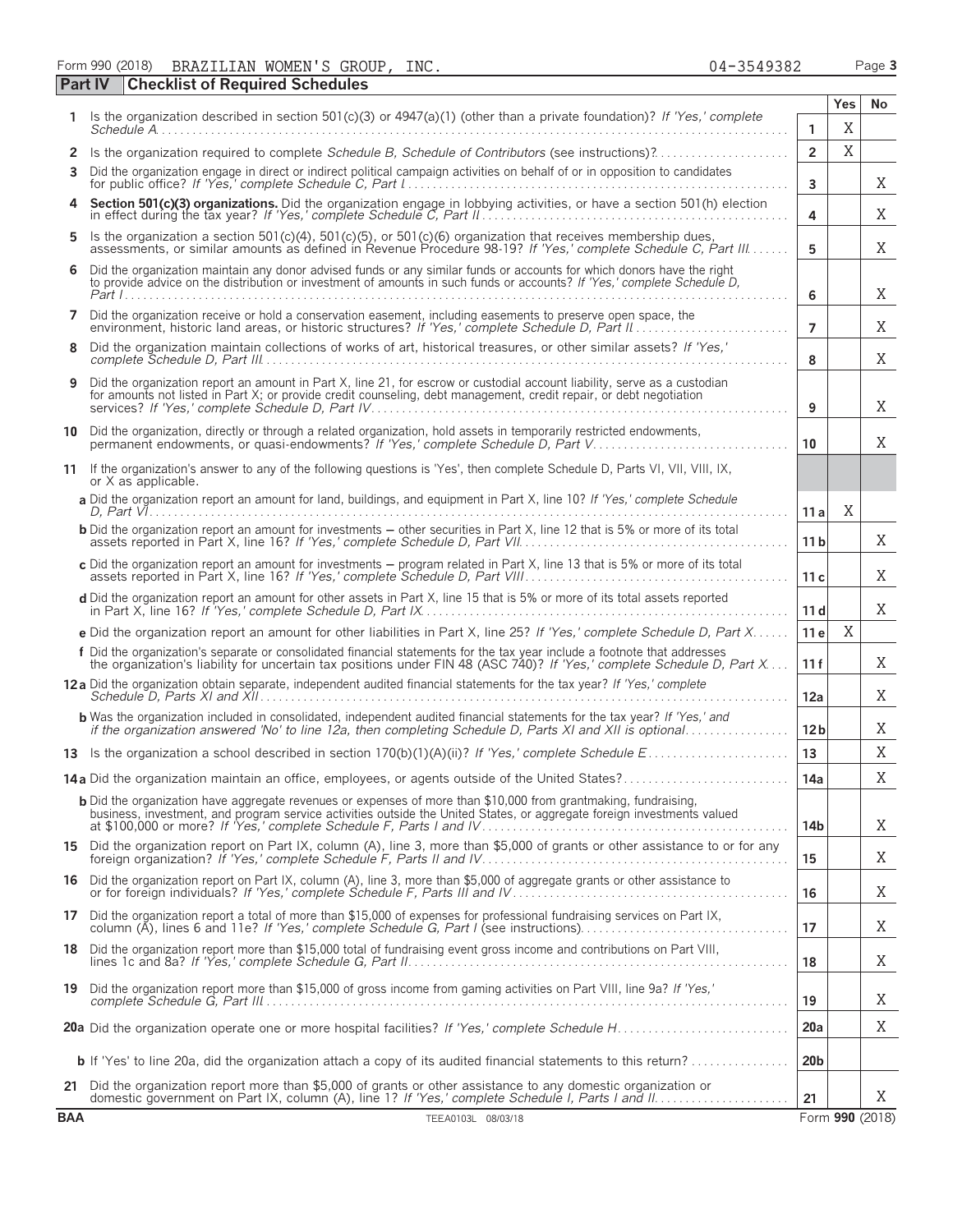Form 990 (2018) BRAZILIAN WOMEN'S GROUP, INC. 04-3549382

## Part IV Checklist of Required Schedules

| | | | Yes | No |
|---|---|---|---|---|
| 1 | Is the organization described in section 501(c)(3) or 4947(a)(1) (other than a private foundation)? *If 'Yes,' complete Schedule A* | 1 | X | |
| 2 | Is the organization required to complete *Schedule B, Schedule of Contributors* (see instructions)? | 2 | X | |
| 3 | Did the organization engage in direct or indirect political campaign activities on behalf of or in opposition to candidates for public office? *If 'Yes,' complete Schedule C, Part I* | 3 | | X |
| 4 | **Section 501(c)(3) organizations.** Did the organization engage in lobbying activities, or have a section 501(h) election in effect during the tax year? *If 'Yes,' complete Schedule C, Part II* | 4 | | X |
| 5 | Is the organization a section 501(c)(4), 501(c)(5), or 501(c)(6) organization that receives membership dues, assessments, or similar amounts as defined in Revenue Procedure 98-19? *If 'Yes,' complete Schedule C, Part III* | 5 | | X |
| 6 | Did the organization maintain any donor advised funds or any similar funds or accounts for which donors have the right to provide advice on the distribution or investment of amounts in such funds or accounts? *If 'Yes,' complete Schedule D, Part I* | 6 | | X |
| 7 | Did the organization receive or hold a conservation easement, including easements to preserve open space, the environment, historic land areas, or historic structures? *If 'Yes,' complete Schedule D, Part II* | 7 | | X |
| 8 | Did the organization maintain collections of works of art, historical treasures, or other similar assets? *If 'Yes,' complete Schedule D, Part III* | 8 | | X |
| 9 | Did the organization report an amount in Part X, line 21, for escrow or custodial account liability, serve as a custodian for amounts not listed in Part X; or provide credit counseling, debt management, credit repair, or debt negotiation services? *If 'Yes,' complete Schedule D, Part IV* | 9 | | X |
| 10 | Did the organization, directly or through a related organization, hold assets in temporarily restricted endowments, permanent endowments, or quasi-endowments? *If 'Yes,' complete Schedule D, Part V* | 10 | | X |
| 11 | If the organization's answer to any of the following questions is 'Yes', then complete Schedule D, Parts VI, VII, VIII, IX, or X as applicable. | | | |
| | **a** Did the organization report an amount for land, buildings, and equipment in Part X, line 10? *If 'Yes,' complete Schedule D, Part VI* | 11a | X | |
| | **b** Did the organization report an amount for investments – other securities in Part X, line 12 that is 5% or more of its total assets reported in Part X, line 16? *If 'Yes,' complete Schedule D, Part VII* | 11b | | X |
| | **c** Did the organization report an amount for investments – program related in Part X, line 13 that is 5% or more of its total assets reported in Part X, line 16? *If 'Yes,' complete Schedule D, Part VIII* | 11c | | X |
| | **d** Did the organization report an amount for other assets in Part X, line 15 that is 5% or more of its total assets reported in Part X, line 16? *If 'Yes,' complete Schedule D, Part IX* | 11d | | X |
| | **e** Did the organization report an amount for other liabilities in Part X, line 25? *If 'Yes,' complete Schedule D, Part X* | 11e | X | |
| | **f** Did the organization's separate or consolidated financial statements for the tax year include a footnote that addresses the organization's liability for uncertain tax positions under FIN 48 (ASC 740)? *If 'Yes,' complete Schedule D, Part X* | 11f | | X |
| 12a | Did the organization obtain separate, independent audited financial statements for the tax year? *If 'Yes,' complete Schedule D, Parts XI and XII* | 12a | | X |
| | **b** Was the organization included in consolidated, independent audited financial statements for the tax year? *If 'Yes,' and if the organization answered 'No' to line 12a, then completing Schedule D, Parts XI and XII is optional* | 12b | | X |
| 13 | Is the organization a school described in section 170(b)(1)(A)(ii)? *If 'Yes,' complete Schedule E* | 13 | | X |
| 14a | Did the organization maintain an office, employees, or agents outside of the United States? | 14a | | X |
| | **b** Did the organization have aggregate revenues or expenses of more than $10,000 from grantmaking, fundraising, business, investment, and program service activities outside the United States, or aggregate foreign investments valued at $100,000 or more? *If 'Yes,' complete Schedule F, Parts I and IV* | 14b | | X |
| 15 | Did the organization report on Part IX, column (A), line 3, more than $5,000 of grants or other assistance to or for any foreign organization? *If 'Yes,' complete Schedule F, Parts II and IV* | 15 | | X |
| 16 | Did the organization report on Part IX, column (A), line 3, more than $5,000 of aggregate grants or other assistance to or for foreign individuals? *If 'Yes,' complete Schedule F, Parts III and IV* | 16 | | X |
| 17 | Did the organization report a total of more than $15,000 of expenses for professional fundraising services on Part IX, column (A), lines 6 and 11e? *If 'Yes,' complete Schedule G, Part I* (see instructions) | 17 | | X |
| 18 | Did the organization report more than $15,000 total of fundraising event gross income and contributions on Part VIII, lines 1c and 8a? *If 'Yes,' complete Schedule G, Part II* | 18 | | X |
| 19 | Did the organization report more than $15,000 of gross income from gaming activities on Part VIII, line 9a? *If 'Yes,' complete Schedule G, Part III* | 19 | | X |
| 20a | Did the organization operate one or more hospital facilities? *If 'Yes,' complete Schedule H* | 20a | | X |
| | **b** If 'Yes' to line 20a, did the organization attach a copy of its audited financial statements to this return? | 20b | | |
| 21 | Did the organization report more than $5,000 of grants or other assistance to any domestic organization or domestic government on Part IX, column (A), line 1? *If 'Yes,' complete Schedule I, Parts I and II* | 21 | | X |

BAA TEEA0103L 08/03/18 Form **990** (2018)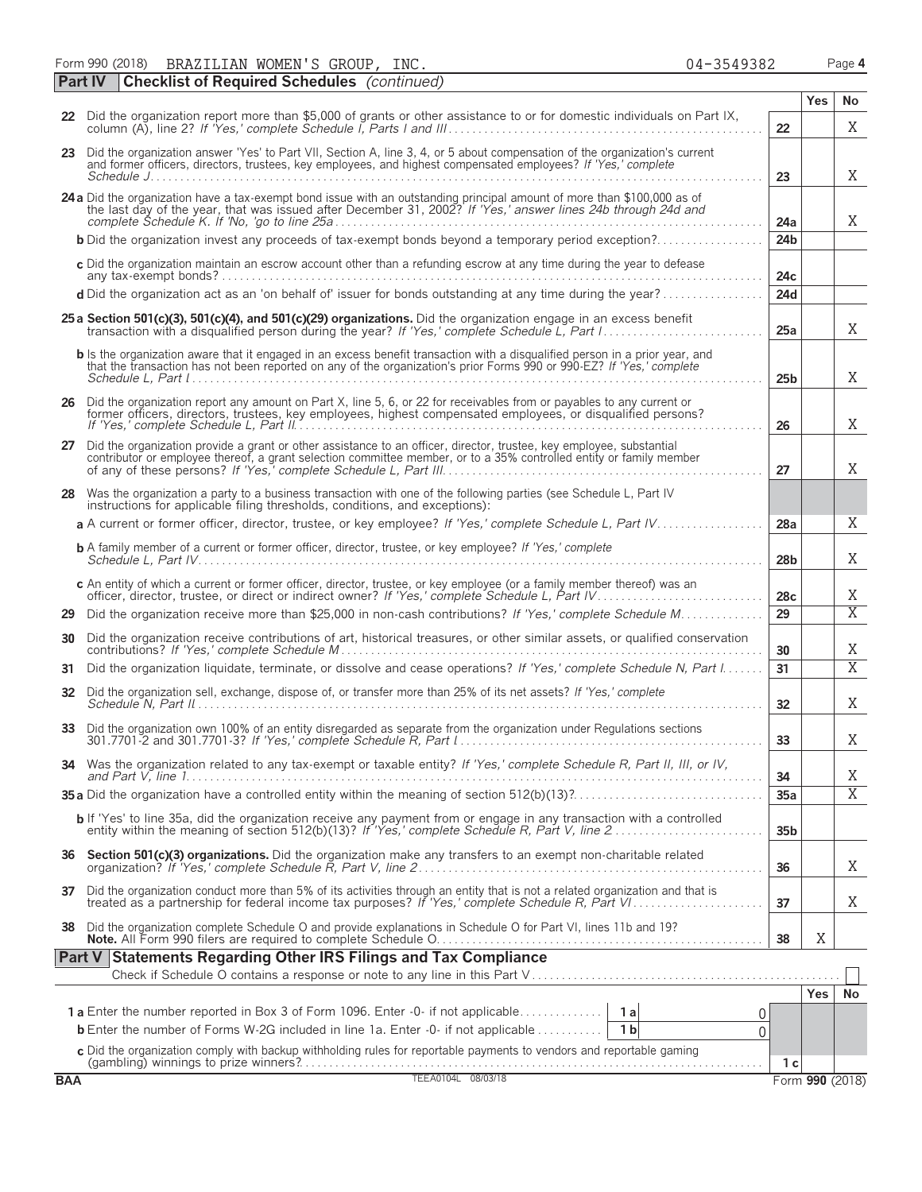Form 990 (2018) BRAZILIAN WOMEN'S GROUP, INC. 04-3549382 Page 4

## Part IV Checklist of Required Schedules *(continued)*

| | | | Yes | No |
|---|---|---|---|---|
| 22 | Did the organization report more than $5,000 of grants or other assistance to or for domestic individuals on Part IX, column (A), line 2? *If 'Yes,' complete Schedule I, Parts I and III* | 22 | | X |
| 23 | Did the organization answer 'Yes' to Part VII, Section A, line 3, 4, or 5 about compensation of the organization's current and former officers, directors, trustees, key employees, and highest compensated employees? *If 'Yes,' complete Schedule J* | 23 | | X |
| 24a | Did the organization have a tax-exempt bond issue with an outstanding principal amount of more than $100,000 as of the last day of the year, that was issued after December 31, 2002? *If 'Yes,' answer lines 24b through 24d and complete Schedule K. If 'No,' go to line 25a* | 24a | | X |
| b | Did the organization invest any proceeds of tax-exempt bonds beyond a temporary period exception? | 24b | | |
| c | Did the organization maintain an escrow account other than a refunding escrow at any time during the year to defease any tax-exempt bonds? | 24c | | |
| d | Did the organization act as an 'on behalf of' issuer for bonds outstanding at any time during the year? | 24d | | |
| 25a | **Section 501(c)(3), 501(c)(4), and 501(c)(29) organizations.** Did the organization engage in an excess benefit transaction with a disqualified person during the year? *If 'Yes,' complete Schedule L, Part I* | 25a | | X |
| b | Is the organization aware that it engaged in an excess benefit transaction with a disqualified person in a prior year, and that the transaction has not been reported on any of the organization's prior Forms 990 or 990-EZ? *If 'Yes,' complete Schedule L, Part I* | 25b | | X |
| 26 | Did the organization report any amount on Part X, line 5, 6, or 22 for receivables from or payables to any current or former officers, directors, trustees, key employees, highest compensated employees, or disqualified persons? *If 'Yes,' complete Schedule L, Part II* | 26 | | X |
| 27 | Did the organization provide a grant or other assistance to an officer, director, trustee, key employee, substantial contributor or employee thereof, a grant selection committee member, or to a 35% controlled entity or family member of any of these persons? *If 'Yes,' complete Schedule L, Part III* | 27 | | X |
| 28 | Was the organization a party to a business transaction with one of the following parties (see Schedule L, Part IV instructions for applicable filing thresholds, conditions, and exceptions): | | | |
| a | A current or former officer, director, trustee, or key employee? *If 'Yes,' complete Schedule L, Part IV* | 28a | | X |
| b | A family member of a current or former officer, director, trustee, or key employee? *If 'Yes,' complete Schedule L, Part IV* | 28b | | X |
| c | An entity of which a current or former officer, director, trustee, or key employee (or a family member thereof) was an officer, director, trustee, or direct or indirect owner? *If 'Yes,' complete Schedule L, Part IV* | 28c | | X |
| 29 | Did the organization receive more than $25,000 in non-cash contributions? *If 'Yes,' complete Schedule M* | 29 | | X |
| 30 | Did the organization receive contributions of art, historical treasures, or other similar assets, or qualified conservation contributions? *If 'Yes,' complete Schedule M* | 30 | | X |
| 31 | Did the organization liquidate, terminate, or dissolve and cease operations? *If 'Yes,' complete Schedule N, Part I* | 31 | | X |
| 32 | Did the organization sell, exchange, dispose of, or transfer more than 25% of its net assets? *If 'Yes,' complete Schedule N, Part II* | 32 | | X |
| 33 | Did the organization own 100% of an entity disregarded as separate from the organization under Regulations sections 301.7701-2 and 301.7701-3? *If 'Yes,' complete Schedule R, Part I* | 33 | | X |
| 34 | Was the organization related to any tax-exempt or taxable entity? *If 'Yes,' complete Schedule R, Part II, III, or IV, and Part V, line 1* | 34 | | X |
| 35a | Did the organization have a controlled entity within the meaning of section 512(b)(13)? | 35a | | X |
| b | If 'Yes' to line 35a, did the organization receive any payment from or engage in any transaction with a controlled entity within the meaning of section 512(b)(13)? *If 'Yes,' complete Schedule R, Part V, line 2* | 35b | | |
| 36 | **Section 501(c)(3) organizations.** Did the organization make any transfers to an exempt non-charitable related organization? *If 'Yes,' complete Schedule R, Part V, line 2* | 36 | | X |
| 37 | Did the organization conduct more than 5% of its activities through an entity that is not a related organization and that is treated as a partnership for federal income tax purposes? *If 'Yes,' complete Schedule R, Part VI* | 37 | | X |
| 38 | Did the organization complete Schedule O and provide explanations in Schedule O for Part VI, lines 11b and 19? **Note.** All Form 990 filers are required to complete Schedule O. | 38 | X | |

## Part V Statements Regarding Other IRS Filings and Tax Compliance

Check if Schedule O contains a response or note to any line in this Part V ☐

| | | | | | Yes | No |
|---|---|---|---|---|---|---|
| 1a | Enter the number reported in Box 3 of Form 1096. Enter -0- if not applicable | 1a | 0 | | | |
| b | Enter the number of Forms W-2G included in line 1a. Enter -0- if not applicable | 1b | 0 | | | |
| c | Did the organization comply with backup withholding rules for reportable payments to vendors and reportable gaming (gambling) winnings to prize winners? | | | 1c | | |

BAA TEEA0104L 08/03/18 Form **990** (2018)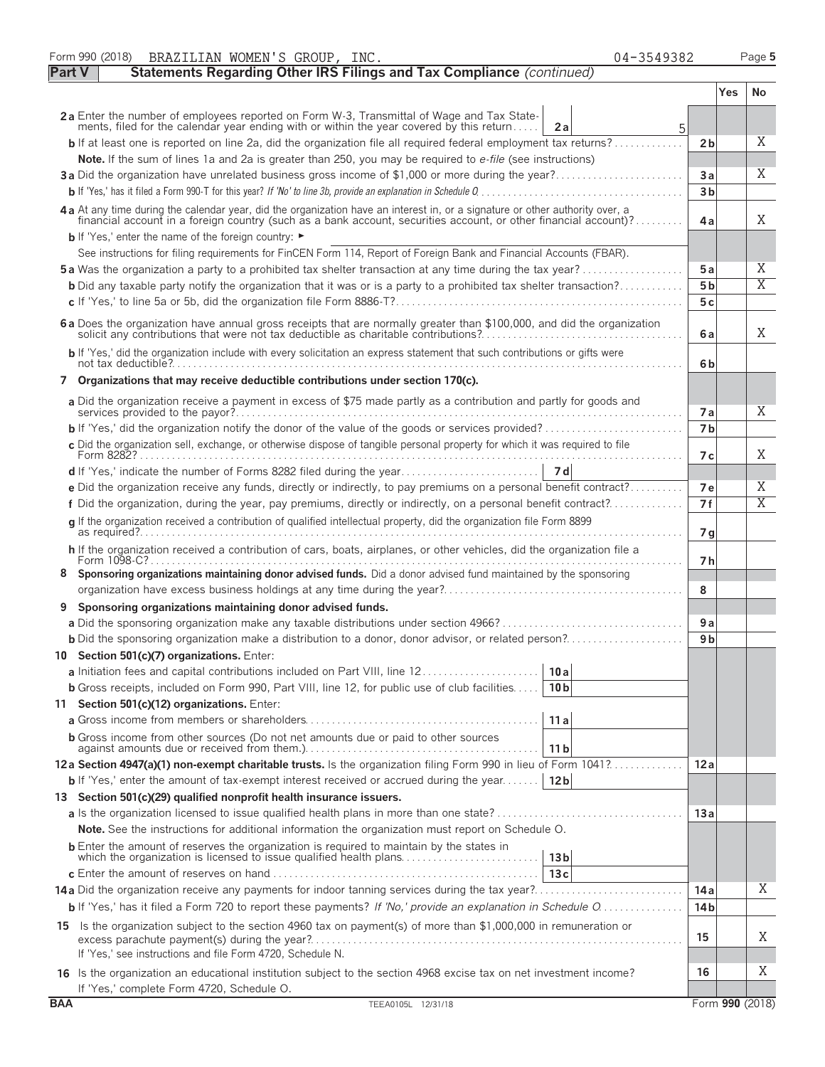Form 990 (2018) BRAZILIAN WOMEN'S GROUP, INC. 04-3549382 Page 5

## Part V Statements Regarding Other IRS Filings and Tax Compliance *(continued)*

| | | | | Yes | No |
|---|---|---|---|---|---|
| **2a** Enter the number of employees reported on Form W-3, Transmittal of Wage and Tax Statements, filed for the calendar year ending with or within the year covered by this return | 2a | 5 | | | |
| **b** If at least one is reported on line 2a, did the organization file all required federal employment tax returns? | | | 2b | | X |
| **Note.** If the sum of lines 1a and 2a is greater than 250, you may be required to *e-file* (see instructions) | | | | | |
| **3a** Did the organization have unrelated business gross income of $1,000 or more during the year? | | | 3a | | X |
| **b** If 'Yes,' has it filed a Form 990-T for this year? *If 'No' to line 3b, provide an explanation in Schedule O* | | | 3b | | |
| **4a** At any time during the calendar year, did the organization have an interest in, or a signature or other authority over, a financial account in a foreign country (such as a bank account, securities account, or other financial account)? | | | 4a | | X |
| **b** If 'Yes,' enter the name of the foreign country: ► | | | | | |
| See instructions for filing requirements for FinCEN Form 114, Report of Foreign Bank and Financial Accounts (FBAR). | | | | | |
| **5a** Was the organization a party to a prohibited tax shelter transaction at any time during the tax year? | | | 5a | | X |
| **b** Did any taxable party notify the organization that it was or is a party to a prohibited tax shelter transaction? | | | 5b | | X |
| **c** If 'Yes,' to line 5a or 5b, did the organization file Form 8886-T? | | | 5c | | |
| **6a** Does the organization have annual gross receipts that are normally greater than $100,000, and did the organization solicit any contributions that were not tax deductible as charitable contributions? | | | 6a | | X |
| **b** If 'Yes,' did the organization include with every solicitation an express statement that such contributions or gifts were not tax deductible? | | | 6b | | |
| **7 Organizations that may receive deductible contributions under section 170(c).** | | | | | |
| **a** Did the organization receive a payment in excess of $75 made partly as a contribution and partly for goods and services provided to the payor? | | | 7a | | X |
| **b** If 'Yes,' did the organization notify the donor of the value of the goods or services provided? | | | 7b | | |
| **c** Did the organization sell, exchange, or otherwise dispose of tangible personal property for which it was required to file Form 8282? | | | 7c | | X |
| **d** If 'Yes,' indicate the number of Forms 8282 filed during the year | 7d | | | | |
| **e** Did the organization receive any funds, directly or indirectly, to pay premiums on a personal benefit contract? | | | 7e | | X |
| **f** Did the organization, during the year, pay premiums, directly or indirectly, on a personal benefit contract? | | | 7f | | X |
| **g** If the organization received a contribution of qualified intellectual property, did the organization file Form 8899 as required? | | | 7g | | |
| **h** If the organization received a contribution of cars, boats, airplanes, or other vehicles, did the organization file a Form 1098-C? | | | 7h | | |
| **8 Sponsoring organizations maintaining donor advised funds.** Did a donor advised fund maintained by the sponsoring organization have excess business holdings at any time during the year? | | | 8 | | |
| **9 Sponsoring organizations maintaining donor advised funds.** | | | | | |
| **a** Did the sponsoring organization make any taxable distributions under section 4966? | | | 9a | | |
| **b** Did the sponsoring organization make a distribution to a donor, donor advisor, or related person? | | | 9b | | |
| **10 Section 501(c)(7) organizations.** Enter: | | | | | |
| **a** Initiation fees and capital contributions included on Part VIII, line 12 | 10a | | | | |
| **b** Gross receipts, included on Form 990, Part VIII, line 12, for public use of club facilities | 10b | | | | |
| **11 Section 501(c)(12) organizations.** Enter: | | | | | |
| **a** Gross income from members or shareholders | 11a | | | | |
| **b** Gross income from other sources (Do not net amounts due or paid to other sources against amounts due or received from them.) | 11b | | | | |
| **12a Section 4947(a)(1) non-exempt charitable trusts.** Is the organization filing Form 990 in lieu of Form 1041? | | | 12a | | |
| **b** If 'Yes,' enter the amount of tax-exempt interest received or accrued during the year | 12b | | | | |
| **13 Section 501(c)(29) qualified nonprofit health insurance issuers.** | | | | | |
| **a** Is the organization licensed to issue qualified health plans in more than one state? | | | 13a | | |
| **Note.** See the instructions for additional information the organization must report on Schedule O. | | | | | |
| **b** Enter the amount of reserves the organization is required to maintain by the states in which the organization is licensed to issue qualified health plans | 13b | | | | |
| **c** Enter the amount of reserves on hand | 13c | | | | |
| **14a** Did the organization receive any payments for indoor tanning services during the tax year? | | | 14a | | X |
| **b** If 'Yes,' has it filed a Form 720 to report these payments? *If 'No,' provide an explanation in Schedule O* | | | 14b | | |
| **15** Is the organization subject to the section 4960 tax on payment(s) of more than $1,000,000 in remuneration or excess parachute payment(s) during the year? If 'Yes,' see instructions and file Form 4720, Schedule N. | | | 15 | | X |
| **16** Is the organization an educational institution subject to the section 4968 excise tax on net investment income? If 'Yes,' complete Form 4720, Schedule O. | | | 16 | | X |

BAA TEEA0105L 12/31/18 Form **990** (2018)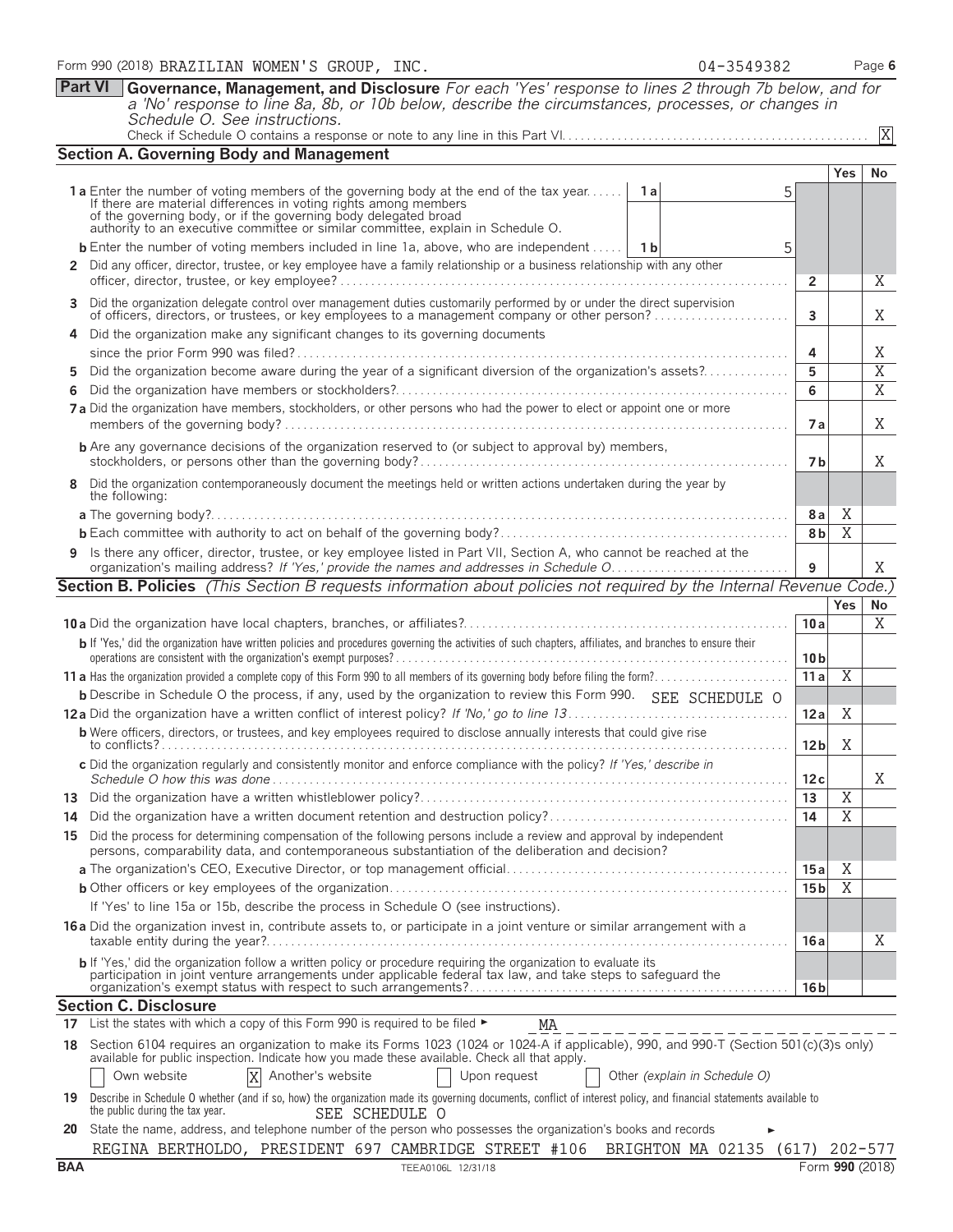Form 990 (2018) BRAZILIAN WOMEN'S GROUP, INC. 04-3549382 Page 6

## Part VI Governance, Management, and Disclosure

*For each 'Yes' response to lines 2 through 7b below, and for a 'No' response to line 8a, 8b, or 10b below, describe the circumstances, processes, or changes in Schedule O. See instructions.*

Check if Schedule O contains a response or note to any line in this Part VI . . . . . [X]

### Section A. Governing Body and Management

| | | | Yes | No |
|---|---|---|---|---|
| **1a** Enter the number of voting members of the governing body at the end of the tax year. If there are material differences in voting rights among members of the governing body, or if the governing body delegated broad authority to an executive committee or similar committee, explain in Schedule O. | 1a: 5 | | | |
| **b** Enter the number of voting members included in line 1a, above, who are independent | 1b: 5 | | | |
| **2** Did any officer, director, trustee, or key employee have a family relationship or a business relationship with any other officer, director, trustee, or key employee? | | 2 | | X |
| **3** Did the organization delegate control over management duties customarily performed by or under the direct supervision of officers, directors, or trustees, or key employees to a management company or other person? | | 3 | | X |
| **4** Did the organization make any significant changes to its governing documents since the prior Form 990 was filed? | | 4 | | X |
| **5** Did the organization become aware during the year of a significant diversion of the organization's assets? | | 5 | | X |
| **6** Did the organization have members or stockholders? | | 6 | | X |
| **7a** Did the organization have members, stockholders, or other persons who had the power to elect or appoint one or more members of the governing body? | | 7a | | X |
| **b** Are any governance decisions of the organization reserved to (or subject to approval by) members, stockholders, or persons other than the governing body? | | 7b | | X |
| **8** Did the organization contemporaneously document the meetings held or written actions undertaken during the year by the following: | | | | |
| **a** The governing body? | | 8a | X | |
| **b** Each committee with authority to act on behalf of the governing body? | | 8b | X | |
| **9** Is there any officer, director, trustee, or key employee listed in Part VII, Section A, who cannot be reached at the organization's mailing address? *If 'Yes,' provide the names and addresses in Schedule O* | | 9 | | X |

### Section B. Policies *(This Section B requests information about policies not required by the Internal Revenue Code.)*

| | | Yes | No |
|---|---|---|---|
| **10a** Did the organization have local chapters, branches, or affiliates? | 10a | | X |
| **b** If 'Yes,' did the organization have written policies and procedures governing the activities of such chapters, affiliates, and branches to ensure their operations are consistent with the organization's exempt purposes? | 10b | | |
| **11a** Has the organization provided a complete copy of this Form 990 to all members of its governing body before filing the form? | 11a | X | |
| **b** Describe in Schedule O the process, if any, used by the organization to review this Form 990. SEE SCHEDULE O | | | |
| **12a** Did the organization have a written conflict of interest policy? *If 'No,' go to line 13* | 12a | X | |
| **b** Were officers, directors, or trustees, and key employees required to disclose annually interests that could give rise to conflicts? | 12b | X | |
| **c** Did the organization regularly and consistently monitor and enforce compliance with the policy? *If 'Yes,' describe in Schedule O how this was done* | 12c | | X |
| **13** Did the organization have a written whistleblower policy? | 13 | X | |
| **14** Did the organization have a written document retention and destruction policy? | 14 | X | |
| **15** Did the process for determining compensation of the following persons include a review and approval by independent persons, comparability data, and contemporaneous substantiation of the deliberation and decision? | | | |
| **a** The organization's CEO, Executive Director, or top management official | 15a | X | |
| **b** Other officers or key employees of the organization | 15b | X | |
| If 'Yes' to line 15a or 15b, describe the process in Schedule O (see instructions). | | | |
| **16a** Did the organization invest in, contribute assets to, or participate in a joint venture or similar arrangement with a taxable entity during the year? | 16a | | X |
| **b** If 'Yes,' did the organization follow a written policy or procedure requiring the organization to evaluate its participation in joint venture arrangements under applicable federal tax law, and take steps to safeguard the organization's exempt status with respect to such arrangements? | 16b | | |

### Section C. Disclosure

**17** List the states with which a copy of this Form 990 is required to be filed ► MA

**18** Section 6104 requires an organization to make its Forms 1023 (1024 or 1024-A if applicable), 990, and 990-T (Section 501(c)(3)s only) available for public inspection. Indicate how you made these available. Check all that apply.

[ ] Own website [X] Another's website [ ] Upon request [ ] Other *(explain in Schedule O)*

**19** Describe in Schedule O whether (and if so, how) the organization made its governing documents, conflict of interest policy, and financial statements available to the public during the tax year. SEE SCHEDULE O

**20** State the name, address, and telephone number of the person who possesses the organization's books and records ►

REGINA BERTHOLDO, PRESIDENT 697 CAMBRIDGE STREET #106 BRIGHTON MA 02135 (617) 202-577

BAA TEEA0106L 12/31/18 Form **990** (2018)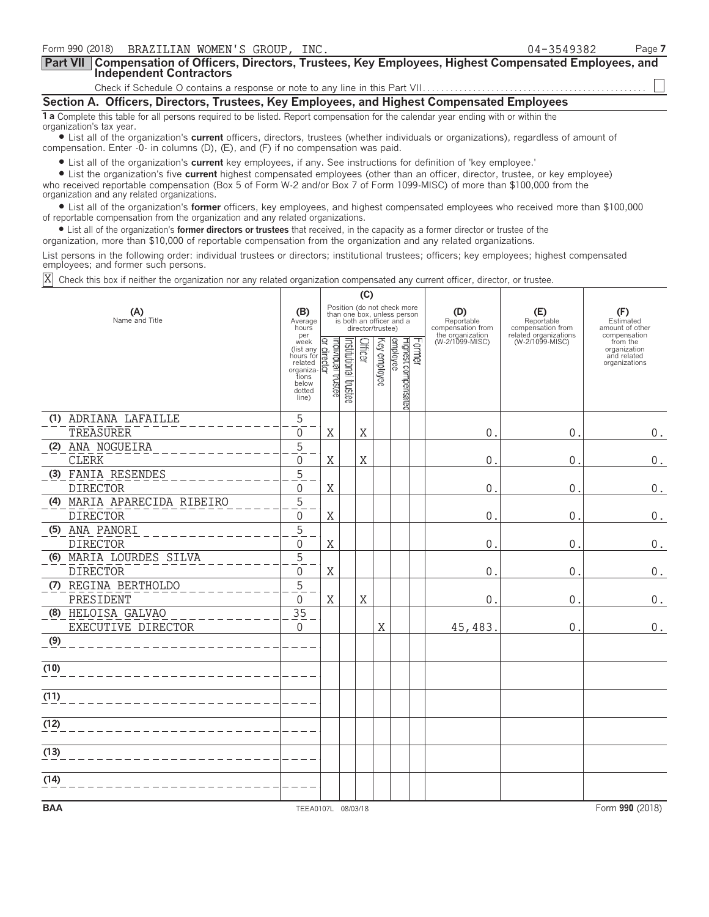Form 990 (2018) BRAZILIAN WOMEN'S GROUP, INC. 04-3549382 Page 7

**Part VII** **Compensation of Officers, Directors, Trustees, Key Employees, Highest Compensated Employees, and Independent Contractors**

Check if Schedule O contains a response or note to any line in this Part VII ☐

## Section A. Officers, Directors, Trustees, Key Employees, and Highest Compensated Employees

**1 a** Complete this table for all persons required to be listed. Report compensation for the calendar year ending with or within the organization's tax year.

- List all of the organization's **current** officers, directors, trustees (whether individuals or organizations), regardless of amount of compensation. Enter -0- in columns (D), (E), and (F) if no compensation was paid.
- List all of the organization's **current** key employees, if any. See instructions for definition of 'key employee.'
- List the organization's five **current** highest compensated employees (other than an officer, director, trustee, or key employee) who received reportable compensation (Box 5 of Form W-2 and/or Box 7 of Form 1099-MISC) of more than $100,000 from the organization and any related organizations.
- List all of the organization's **former** officers, key employees, and highest compensated employees who received more than $100,000 of reportable compensation from the organization and any related organizations.
- List all of the organization's **former directors or trustees** that received, in the capacity as a former director or trustee of the organization, more than $10,000 of reportable compensation from the organization and any related organizations.

List persons in the following order: individual trustees or directors; institutional trustees; officers; key employees; highest compensated employees; and former such persons.

☒ Check this box if neither the organization nor any related organization compensated any current officer, director, or trustee.

| (A) Name and Title | (B) Average hours per week (list any hours for related organizations below dotted line) | (C) Position (do not check more than one box, unless person is both an officer and a director/trustee) | | | | | | (D) Reportable compensation from the organization (W-2/1099-MISC) | (E) Reportable compensation from related organizations (W-2/1099-MISC) | (F) Estimated amount of other compensation from the organization and related organizations |
|---|---|---|---|---|---|---|---|---|---|---|
| | | Individual trustee or director | Institutional trustee | Officer | Key employee | Highest compensated employee | Former | | | |
| (1) ADRIANA LAFAILLE<br>TREASURER | 5<br>0 | X | | X | | | | 0. | 0. | 0. |
| (2) ANA NOGUEIRA<br>CLERK | 5<br>0 | X | | X | | | | 0. | 0. | 0. |
| (3) FANIA RESENDES<br>DIRECTOR | 5<br>0 | X | | | | | | 0. | 0. | 0. |
| (4) MARIA APARECIDA RIBEIRO<br>DIRECTOR | 5<br>0 | X | | | | | | 0. | 0. | 0. |
| (5) ANA PANORI<br>DIRECTOR | 5<br>0 | X | | | | | | 0. | 0. | 0. |
| (6) MARIA LOURDES SILVA<br>DIRECTOR | 5<br>0 | X | | | | | | 0. | 0. | 0. |
| (7) REGINA BERTHOLDO<br>PRESIDENT | 5<br>0 | X | | X | | | | 0. | 0. | 0. |
| (8) HELOISA GALVAO<br>EXECUTIVE DIRECTOR | 35<br>0 | | | | X | | | 45,483. | 0. | 0. |
| (9) | | | | | | | | | | |
| (10) | | | | | | | | | | |
| (11) | | | | | | | | | | |
| (12) | | | | | | | | | | |
| (13) | | | | | | | | | | |
| (14) | | | | | | | | | | |

BAA TEEA0107L 08/03/18 Form **990** (2018)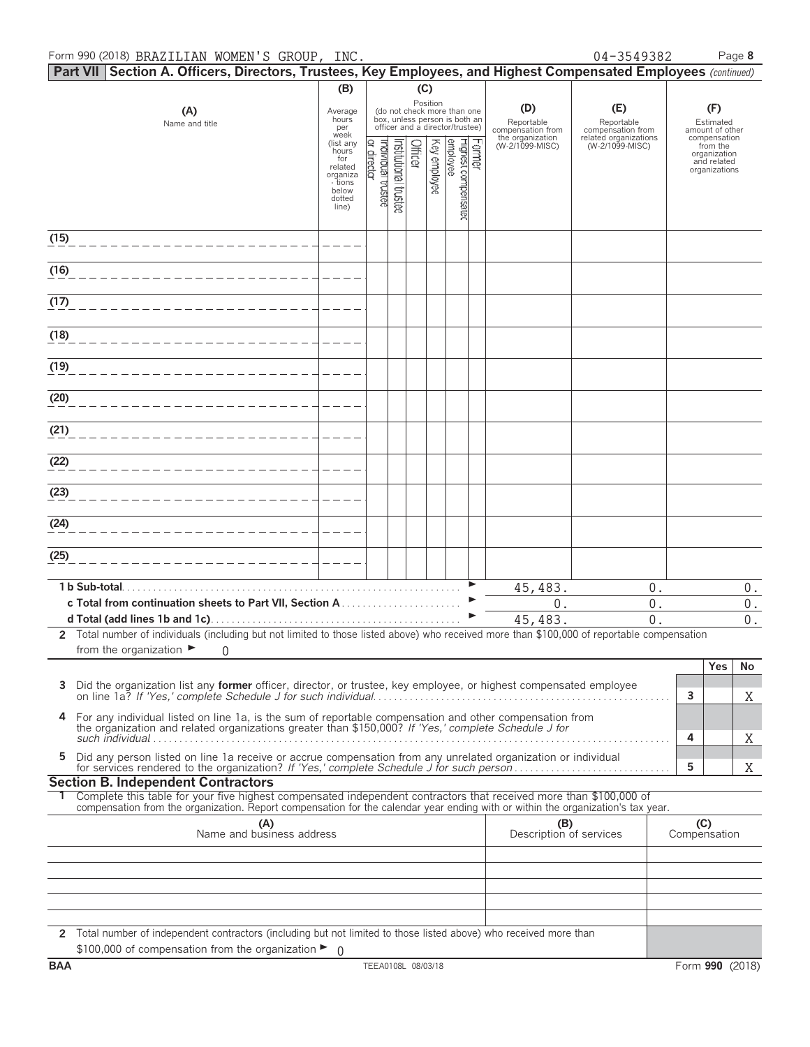Form 990 (2018) BRAZILIAN WOMEN'S GROUP, INC. 04-3549382

## Part VII Section A. Officers, Directors, Trustees, Key Employees, and Highest Compensated Employees *(continued)*

| (A) Name and title | (B) Average hours per week (list any hours for related organizations below dotted line) | (C) Position (do not check more than one box, unless person is both an officer and a director/trustee): Individual trustee or director | Institutional trustee | Officer | Key employee | Highest compensated employee | Former | (D) Reportable compensation from the organization (W-2/1099-MISC) | (E) Reportable compensation from related organizations (W-2/1099-MISC) | (F) Estimated amount of other compensation from the organization and related organizations |
|---|---|---|---|---|---|---|---|---|---|---|
| (15) | | | | | | | | | | |
| (16) | | | | | | | | | | |
| (17) | | | | | | | | | | |
| (18) | | | | | | | | | | |
| (19) | | | | | | | | | | |
| (20) | | | | | | | | | | |
| (21) | | | | | | | | | | |
| (22) | | | | | | | | | | |
| (23) | | | | | | | | | | |
| (24) | | | | | | | | | | |
| (25) | | | | | | | | | | |
| **1 b Sub-total** | | | | | | | | 45,483. | 0. | 0. |
| **c Total from continuation sheets to Part VII, Section A** | | | | | | | | 0. | 0. | 0. |
| **d Total (add lines 1b and 1c)** | | | | | | | | 45,483. | 0. | 0. |

**2** Total number of individuals (including but not limited to those listed above) who received more than $100,000 of reportable compensation from the organization ► 0

| | | Yes | No |
|---|---|---|---|
| **3** Did the organization list any **former** officer, director, or trustee, key employee, or highest compensated employee on line 1a? *If 'Yes,' complete Schedule J for such individual* | 3 | | X |
| **4** For any individual listed on line 1a, is the sum of reportable compensation and other compensation from the organization and related organizations greater than $150,000? *If 'Yes,' complete Schedule J for such individual* | 4 | | X |
| **5** Did any person listed on line 1a receive or accrue compensation from any unrelated organization or individual for services rendered to the organization? *If 'Yes,' complete Schedule J for such person* | 5 | | X |

### Section B. Independent Contractors

**1** Complete this table for your five highest compensated independent contractors that received more than $100,000 of compensation from the organization. Report compensation for the calendar year ending with or within the organization's tax year.

| (A) Name and business address | (B) Description of services | (C) Compensation |
|---|---|---|
| | | |
| | | |
| | | |
| | | |
| | | |

**2** Total number of independent contractors (including but not limited to those listed above) who received more than $100,000 of compensation from the organization ► 0

BAA TEEA0108L 08/03/18 Form **990** (2018)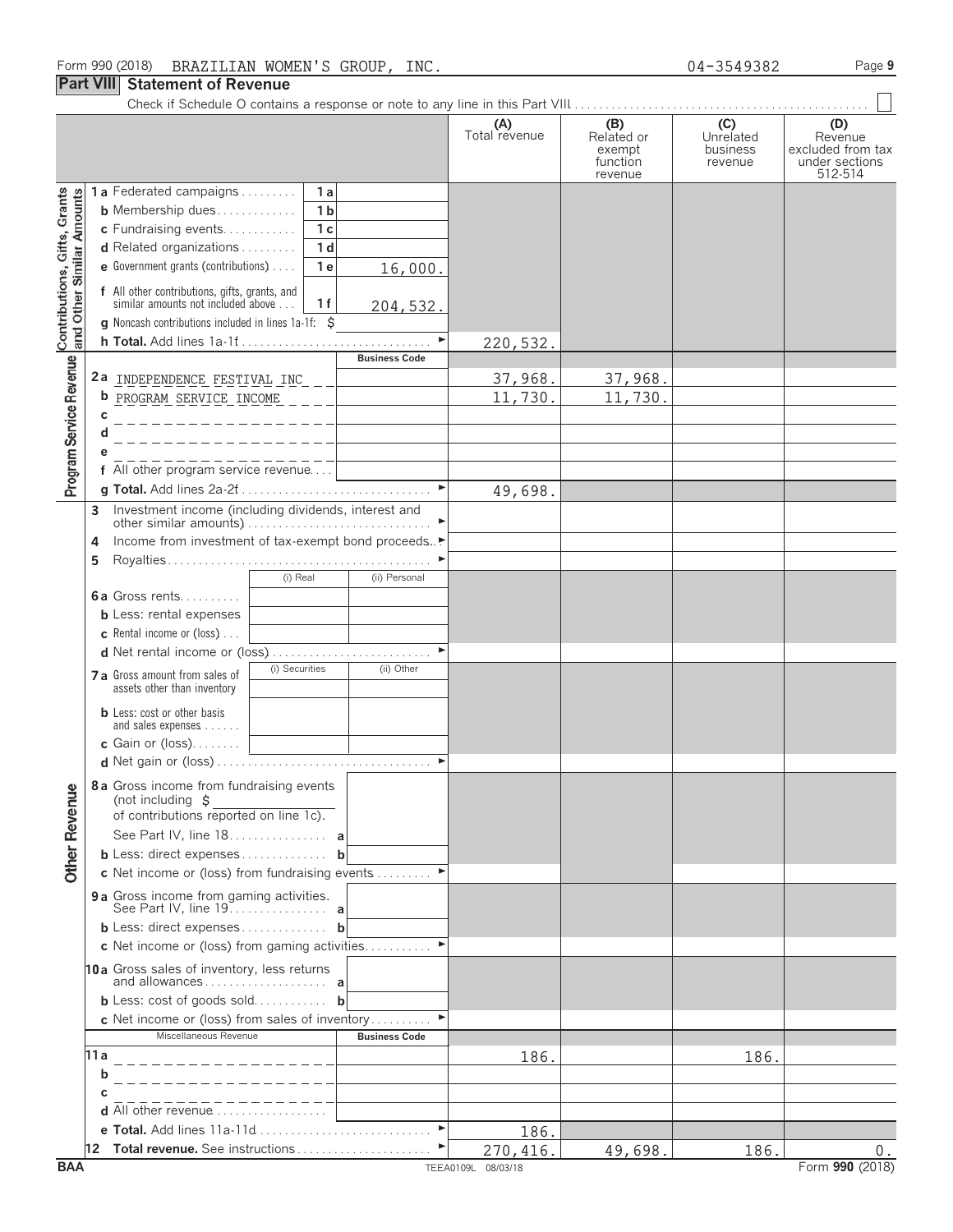Form 990 (2018) BRAZILIAN WOMEN'S GROUP, INC. 04-3549382 Page **9**

## Part VIII Statement of Revenue

Check if Schedule O contains a response or note to any line in this Part VIII . . . . . . . . . . ☐

| | | | | (A) Total revenue | (B) Related or exempt function revenue | (C) Unrelated business revenue | (D) Revenue excluded from tax under sections 512-514 |
|---|---|---|---|---|---|---|---|
| **Contributions, Gifts, Grants and Other Similar Amounts** | **1a** Federated campaigns | 1a | | | | | |
| | **b** Membership dues | 1b | | | | | |
| | **c** Fundraising events | 1c | | | | | |
| | **d** Related organizations | 1d | | | | | |
| | **e** Government grants (contributions) | 1e | 16,000. | | | | |
| | **f** All other contributions, gifts, grants, and similar amounts not included above | 1f | 204,532. | | | | |
| | **g** Noncash contributions included in lines 1a-1f: $ | | | | | | |
| | **h Total.** Add lines 1a-1f | | | 220,532. | | | |
| **Program Service Revenue** | | | **Business Code** | | | | |
| | **2a** INDEPENDENCE FESTIVAL INC | | | 37,968. | 37,968. | | |
| | **b** PROGRAM SERVICE INCOME | | | 11,730. | 11,730. | | |
| | **c** | | | | | | |
| | **d** | | | | | | |
| | **e** | | | | | | |
| | **f** All other program service revenue | | | | | | |
| | **g Total.** Add lines 2a-2f | | | 49,698. | | | |
| **Other Revenue** | **3** Investment income (including dividends, interest and other similar amounts) | | | | | | |
| | **4** Income from investment of tax-exempt bond proceeds | | | | | | |
| | **5** Royalties | | | | | | |
| | | (i) Real | (ii) Personal | | | | |
| | **6a** Gross rents | | | | | | |
| | **b** Less: rental expenses | | | | | | |
| | **c** Rental income or (loss) | | | | | | |
| | **d** Net rental income or (loss) | | | | | | |
| | | (i) Securities | (ii) Other | | | | |
| | **7a** Gross amount from sales of assets other than inventory | | | | | | |
| | **b** Less: cost or other basis and sales expenses | | | | | | |
| | **c** Gain or (loss) | | | | | | |
| | **d** Net gain or (loss) | | | | | | |
| | **8a** Gross income from fundraising events (not including $ of contributions reported on line 1c). See Part IV, line 18 | a | | | | | |
| | **b** Less: direct expenses | b | | | | | |
| | **c** Net income or (loss) from fundraising events | | | | | | |
| | **9a** Gross income from gaming activities. See Part IV, line 19 | a | | | | | |
| | **b** Less: direct expenses | b | | | | | |
| | **c** Net income or (loss) from gaming activities | | | | | | |
| | **10a** Gross sales of inventory, less returns and allowances | a | | | | | |
| | **b** Less: cost of goods sold | b | | | | | |
| | **c** Net income or (loss) from sales of inventory | | | | | | |
| | Miscellaneous Revenue | | **Business Code** | | | | |
| | **11a** | | | 186. | | 186. | |
| | **b** | | | | | | |
| | **c** | | | | | | |
| | **d** All other revenue | | | | | | |
| | **e Total.** Add lines 11a-11d | | | 186. | | | |
| | **12 Total revenue.** See instructions | | | 270,416. | 49,698. | 186. | 0. |

BAA TEEA0109L 08/03/18 Form **990** (2018)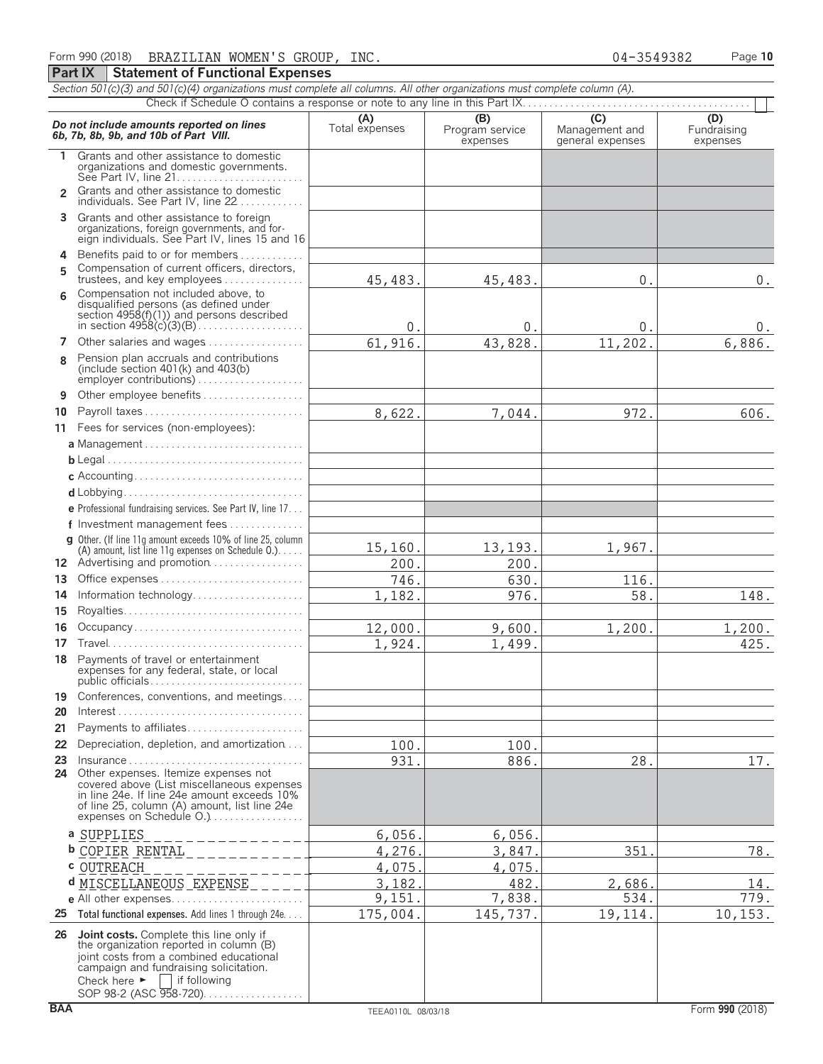Form 990 (2018) BRAZILIAN WOMEN'S GROUP, INC. 04-3549382

## Part IX Statement of Functional Expenses

*Section 501(c)(3) and 501(c)(4) organizations must complete all columns. All other organizations must complete column (A).*

Check if Schedule O contains a response or note to any line in this Part IX. . . . . . . . . . . . ☐

| *Do not include amounts reported on lines 6b, 7b, 8b, 9b, and 10b of Part VIII.* | (A) Total expenses | (B) Program service expenses | (C) Management and general expenses | (D) Fundraising expenses |
|---|---|---|---|---|
| 1 Grants and other assistance to domestic organizations and domestic governments. See Part IV, line 21 | | | | |
| 2 Grants and other assistance to domestic individuals. See Part IV, line 22 | | | | |
| 3 Grants and other assistance to foreign organizations, foreign governments, and foreign individuals. See Part IV, lines 15 and 16 | | | | |
| 4 Benefits paid to or for members | | | | |
| 5 Compensation of current officers, directors, trustees, and key employees | 45,483. | 45,483. | 0. | 0. |
| 6 Compensation not included above, to disqualified persons (as defined under section 4958(f)(1)) and persons described in section 4958(c)(3)(B) | 0. | 0. | 0. | 0. |
| 7 Other salaries and wages | 61,916. | 43,828. | 11,202. | 6,886. |
| 8 Pension plan accruals and contributions (include section 401(k) and 403(b) employer contributions) | | | | |
| 9 Other employee benefits | | | | |
| 10 Payroll taxes | 8,622. | 7,044. | 972. | 606. |
| 11 Fees for services (non-employees): | | | | |
| a Management | | | | |
| b Legal | | | | |
| c Accounting | | | | |
| d Lobbying | | | | |
| e Professional fundraising services. See Part IV, line 17 | | | | |
| f Investment management fees | | | | |
| g Other. (If line 11g amount exceeds 10% of line 25, column (A) amount, list line 11g expenses on Schedule O.) | 15,160. | 13,193. | 1,967. | |
| 12 Advertising and promotion | 200. | 200. | | |
| 13 Office expenses | 746. | 630. | 116. | |
| 14 Information technology | 1,182. | 976. | 58. | 148. |
| 15 Royalties | | | | |
| 16 Occupancy | 12,000. | 9,600. | 1,200. | 1,200. |
| 17 Travel | 1,924. | 1,499. | | 425. |
| 18 Payments of travel or entertainment expenses for any federal, state, or local public officials | | | | |
| 19 Conferences, conventions, and meetings | | | | |
| 20 Interest | | | | |
| 21 Payments to affiliates | | | | |
| 22 Depreciation, depletion, and amortization | 100. | 100. | | |
| 23 Insurance | 931. | 886. | 28. | 17. |
| 24 Other expenses. Itemize expenses not covered above (List miscellaneous expenses in line 24e. If line 24e amount exceeds 10% of line 25, column (A) amount, list line 24e expenses on Schedule O.) | | | | |
| a SUPPLIES | 6,056. | 6,056. | | |
| b COPIER RENTAL | 4,276. | 3,847. | 351. | 78. |
| c OUTREACH | 4,075. | 4,075. | | |
| d MISCELLANEOUS EXPENSE | 3,182. | 482. | 2,686. | 14. |
| e All other expenses | 9,151. | 7,838. | 534. | 779. |
| 25 **Total functional expenses.** Add lines 1 through 24e | 175,004. | 145,737. | 19,114. | 10,153. |
| 26 **Joint costs.** Complete this line only if the organization reported in column (B) joint costs from a combined educational campaign and fundraising solicitation. Check here ► ☐ if following SOP 98-2 (ASC 958-720) | | | | |

BAA TEEA0110L 08/03/18 Form **990** (2018)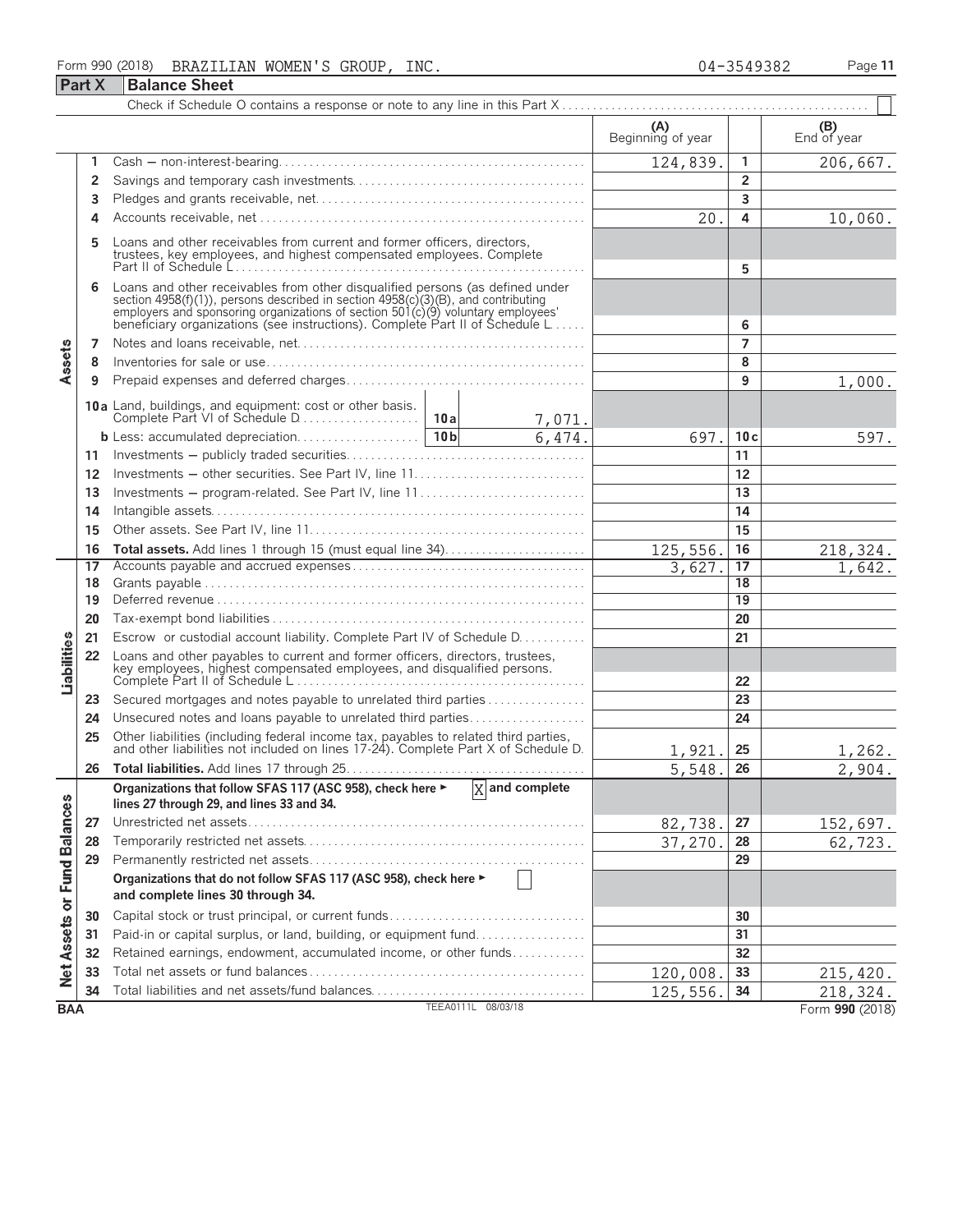Form 990 (2018) BRAZILIAN WOMEN'S GROUP, INC. 04-3549382

## Part X Balance Sheet

Check if Schedule O contains a response or note to any line in this Part X . . . . . . ☐

| Section | Line | Description | (A) Beginning of year | Line | (B) End of year |
|---|---|---|---|---|---|
| Assets | 1 | Cash – non-interest-bearing | 124,839. | 1 | 206,667. |
| | 2 | Savings and temporary cash investments | | 2 | |
| | 3 | Pledges and grants receivable, net | | 3 | |
| | 4 | Accounts receivable, net | 20. | 4 | 10,060. |
| | 5 | Loans and other receivables from current and former officers, directors, trustees, key employees, and highest compensated employees. Complete Part II of Schedule L | | 5 | |
| | 6 | Loans and other receivables from other disqualified persons (as defined under section 4958(f)(1)), persons described in section 4958(c)(3)(B), and contributing employers and sponsoring organizations of section 501(c)(9) voluntary employees' beneficiary organizations (see instructions). Complete Part II of Schedule L | | 6 | |
| | 7 | Notes and loans receivable, net | | 7 | |
| | 8 | Inventories for sale or use | | 8 | |
| | 9 | Prepaid expenses and deferred charges | | 9 | 1,000. |
| | 10a | Land, buildings, and equipment: cost or other basis. Complete Part VI of Schedule D — 10a: 7,071. | | | |
| | b | Less: accumulated depreciation — 10b: 6,474. | 697. | 10c | 597. |
| | 11 | Investments – publicly traded securities | | 11 | |
| | 12 | Investments – other securities. See Part IV, line 11 | | 12 | |
| | 13 | Investments – program-related. See Part IV, line 11 | | 13 | |
| | 14 | Intangible assets | | 14 | |
| | 15 | Other assets. See Part IV, line 11 | | 15 | |
| | 16 | **Total assets.** Add lines 1 through 15 (must equal line 34) | 125,556. | 16 | 218,324. |
| Liabilities | 17 | Accounts payable and accrued expenses | 3,627. | 17 | 1,642. |
| | 18 | Grants payable | | 18 | |
| | 19 | Deferred revenue | | 19 | |
| | 20 | Tax-exempt bond liabilities | | 20 | |
| | 21 | Escrow or custodial account liability. Complete Part IV of Schedule D | | 21 | |
| | 22 | Loans and other payables to current and former officers, directors, trustees, key employees, highest compensated employees, and disqualified persons. Complete Part II of Schedule L | | 22 | |
| | 23 | Secured mortgages and notes payable to unrelated third parties | | 23 | |
| | 24 | Unsecured notes and loans payable to unrelated third parties | | 24 | |
| | 25 | Other liabilities (including federal income tax, payables to related third parties, and other liabilities not included on lines 17-24). Complete Part X of Schedule D | 1,921. | 25 | 1,262. |
| | 26 | **Total liabilities.** Add lines 17 through 25 | 5,548. | 26 | 2,904. |
| Net Assets or Fund Balances | | **Organizations that follow SFAS 117 (ASC 958), check here ► ☒ and complete lines 27 through 29, and lines 33 and 34.** | | | |
| | 27 | Unrestricted net assets | 82,738. | 27 | 152,697. |
| | 28 | Temporarily restricted net assets | 37,270. | 28 | 62,723. |
| | 29 | Permanently restricted net assets | | 29 | |
| | | **Organizations that do not follow SFAS 117 (ASC 958), check here ► ☐ and complete lines 30 through 34.** | | | |
| | 30 | Capital stock or trust principal, or current funds | | 30 | |
| | 31 | Paid-in or capital surplus, or land, building, or equipment fund | | 31 | |
| | 32 | Retained earnings, endowment, accumulated income, or other funds | | 32 | |
| | 33 | Total net assets or fund balances | 120,008. | 33 | 215,420. |
| | 34 | Total liabilities and net assets/fund balances | 125,556. | 34 | 218,324. |

BAA TEEA0111L 08/03/18 Form **990** (2018)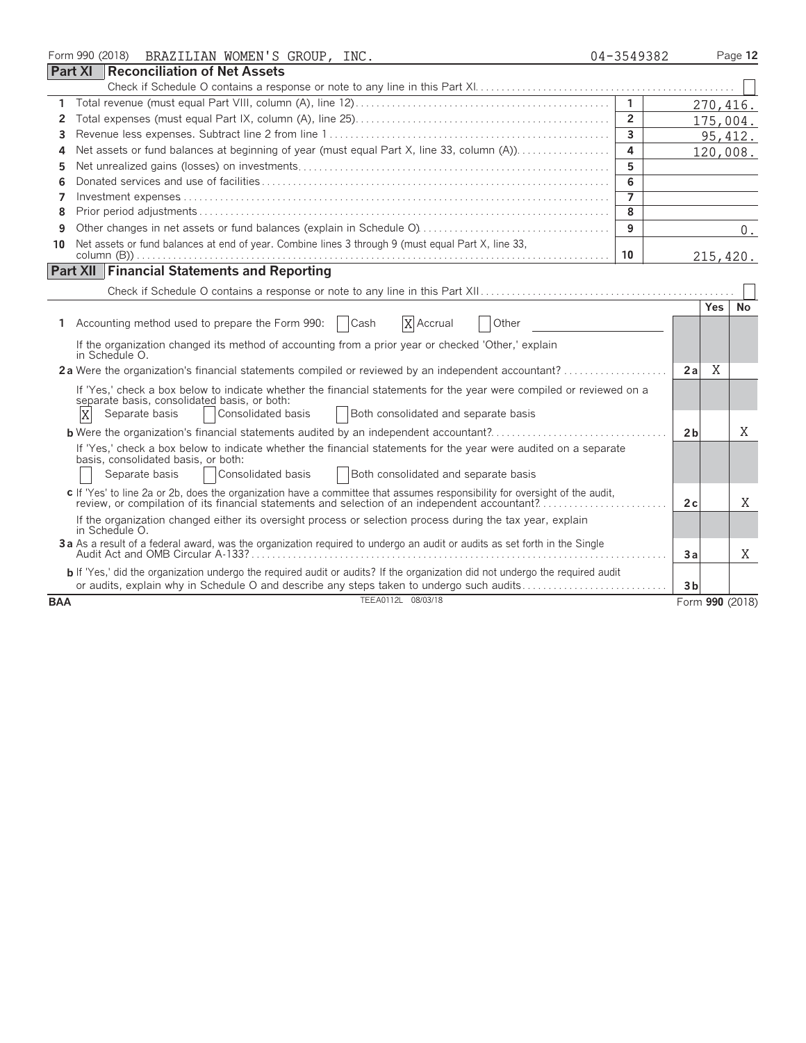Form 990 (2018) BRAZILIAN WOMEN'S GROUP, INC. 04-3549382

## Part XI Reconciliation of Net Assets

Check if Schedule O contains a response or note to any line in this Part XI. ☐

| | | | |
|---|---|---|---|
| 1 | Total revenue (must equal Part VIII, column (A), line 12) | 1 | 270,416. |
| 2 | Total expenses (must equal Part IX, column (A), line 25) | 2 | 175,004. |
| 3 | Revenue less expenses. Subtract line 2 from line 1 | 3 | 95,412. |
| 4 | Net assets or fund balances at beginning of year (must equal Part X, line 33, column (A)) | 4 | 120,008. |
| 5 | Net unrealized gains (losses) on investments | 5 | |
| 6 | Donated services and use of facilities | 6 | |
| 7 | Investment expenses | 7 | |
| 8 | Prior period adjustments | 8 | |
| 9 | Other changes in net assets or fund balances (explain in Schedule O) | 9 | 0. |
| 10 | Net assets or fund balances at end of year. Combine lines 3 through 9 (must equal Part X, line 33, column (B)) | 10 | 215,420. |

## Part XII Financial Statements and Reporting

Check if Schedule O contains a response or note to any line in this Part XII. ☐

| | | | Yes | No |
|---|---|---|---|---|
| 1 | Accounting method used to prepare the Form 990: ☐ Cash ☒ Accrual ☐ Other | | | |
| | If the organization changed its method of accounting from a prior year or checked 'Other,' explain in Schedule O. | | | |
| 2a | Were the organization's financial statements compiled or reviewed by an independent accountant? | 2a | X | |
| | If 'Yes,' check a box below to indicate whether the financial statements for the year were compiled or reviewed on a separate basis, consolidated basis, or both: ☒ Separate basis ☐ Consolidated basis ☐ Both consolidated and separate basis | | | |
| b | Were the organization's financial statements audited by an independent accountant? | 2b | | X |
| | If 'Yes,' check a box below to indicate whether the financial statements for the year were audited on a separate basis, consolidated basis, or both: ☐ Separate basis ☐ Consolidated basis ☐ Both consolidated and separate basis | | | |
| c | If 'Yes' to line 2a or 2b, does the organization have a committee that assumes responsibility for oversight of the audit, review, or compilation of its financial statements and selection of an independent accountant? | 2c | | X |
| | If the organization changed either its oversight process or selection process during the tax year, explain in Schedule O. | | | |
| 3a | As a result of a federal award, was the organization required to undergo an audit or audits as set forth in the Single Audit Act and OMB Circular A-133? | 3a | | X |
| b | If 'Yes,' did the organization undergo the required audit or audits? If the organization did not undergo the required audit or audits, explain why in Schedule O and describe any steps taken to undergo such audits | 3b | | |

BAA TEEA0112L 08/03/18 Form 990 (2018)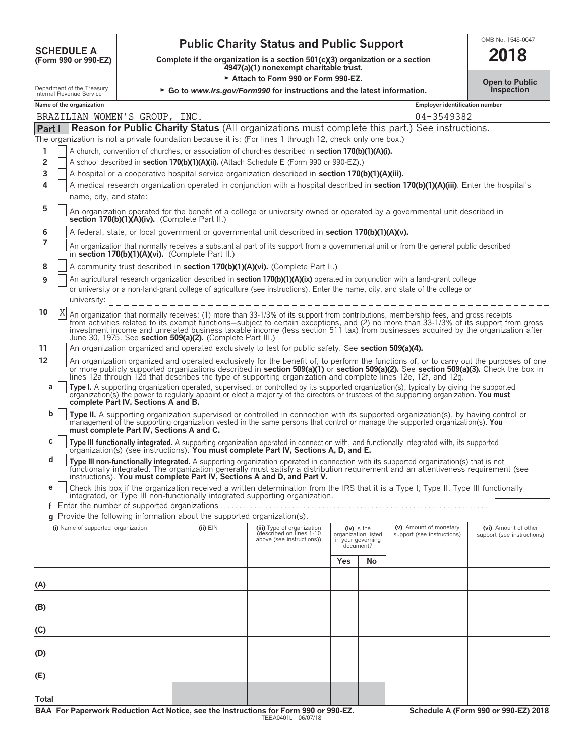**SCHEDULE A (Form 990 or 990-EZ)**

Department of the Treasury
Internal Revenue Service

# Public Charity Status and Public Support

**Complete if the organization is a section 501(c)(3) organization or a section 4947(a)(1) nonexempt charitable trust.**

► **Attach to Form 990 or Form 990-EZ.**

► **Go to *www.irs.gov/Form990* for instructions and the latest information.**

OMB No. 1545-0047

**2018**

**Open to Public Inspection**

**Name of the organization:** BRAZILIAN WOMEN'S GROUP, INC.

**Employer identification number:** 04-3549382

## Part I — Reason for Public Charity Status (All organizations must complete this part.) See instructions.

The organization is not a private foundation because it is: (For lines 1 through 12, check only one box.)

1. [ ] A church, convention of churches, or association of churches described in **section 170(b)(1)(A)(i).**
2. [ ] A school described in **section 170(b)(1)(A)(ii).** (Attach Schedule E (Form 990 or 990-EZ).)
3. [ ] A hospital or a cooperative hospital service organization described in **section 170(b)(1)(A)(iii).**
4. [ ] A medical research organization operated in conjunction with a hospital described in **section 170(b)(1)(A)(iii)**. Enter the hospital's name, city, and state:
5. [ ] An organization operated for the benefit of a college or university owned or operated by a governmental unit described in **section 170(b)(1)(A)(iv).** (Complete Part II.)
6. [ ] A federal, state, or local government or governmental unit described in **section 170(b)(1)(A)(v).**
7. [ ] An organization that normally receives a substantial part of its support from a governmental unit or from the general public described in **section 170(b)(1)(A)(vi).** (Complete Part II.)
8. [ ] A community trust described in **section 170(b)(1)(A)(vi).** (Complete Part II.)
9. [ ] An agricultural research organization described in **section 170(b)(1)(A)(ix)** operated in conjunction with a land-grant college or university or a non-land-grant college of agriculture (see instructions). Enter the name, city, and state of the college or university:
10. [X] An organization that normally receives: (1) more than 33-1/3% of its support from contributions, membership fees, and gross receipts from activities related to its exempt functions—subject to certain exceptions, and (2) no more than 33-1/3% of its support from gross investment income and unrelated business taxable income (less section 511 tax) from businesses acquired by the organization after June 30, 1975. See **section 509(a)(2).** (Complete Part III.)
11. [ ] An organization organized and operated exclusively to test for public safety. See **section 509(a)(4).**
12. [ ] An organization organized and operated exclusively for the benefit of, to perform the functions of, or to carry out the purposes of one or more publicly supported organizations described in **section 509(a)(1)** or **section 509(a)(2).** See **section 509(a)(3).** Check the box in lines 12a through 12d that describes the type of supporting organization and complete lines 12e, 12f, and 12g.
   - **a** [ ] **Type I.** A supporting organization operated, supervised, or controlled by its supported organization(s), typically by giving the supported organization(s) the power to regularly appoint or elect a majority of the directors or trustees of the supporting organization. **You must complete Part IV, Sections A and B.**
   - **b** [ ] **Type II.** A supporting organization supervised or controlled in connection with its supported organization(s), by having control or management of the supporting organization vested in the same persons that control or manage the supported organization(s). **You must complete Part IV, Sections A and C.**
   - **c** [ ] **Type III functionally integrated.** A supporting organization operated in connection with, and functionally integrated with, its supported organization(s) (see instructions). **You must complete Part IV, Sections A, D, and E.**
   - **d** [ ] **Type III non-functionally integrated.** A supporting organization operated in connection with its supported organization(s) that is not functionally integrated. The organization generally must satisfy a distribution requirement and an attentiveness requirement (see instructions). **You must complete Part IV, Sections A and D, and Part V.**
   - **e** [ ] Check this box if the organization received a written determination from the IRS that it is a Type I, Type II, Type III functionally integrated, or Type III non-functionally integrated supporting organization.
   - **f** Enter the number of supported organizations
   - **g** Provide the following information about the supported organization(s).

| (i) Name of supported organization | (ii) EIN | (iii) Type of organization (described on lines 1-10 above (see instructions)) | (iv) Is the organization listed in your governing document? Yes | No | (v) Amount of monetary support (see instructions) | (vi) Amount of other support (see instructions) |
|---|---|---|---|---|---|---|
| (A) | | | | | | |
| (B) | | | | | | |
| (C) | | | | | | |
| (D) | | | | | | |
| (E) | | | | | | |
| Total | | | | | | |

**BAA For Paperwork Reduction Act Notice, see the Instructions for Form 990 or 990-EZ.** TEEA0401L 06/07/18 **Schedule A (Form 990 or 990-EZ) 2018**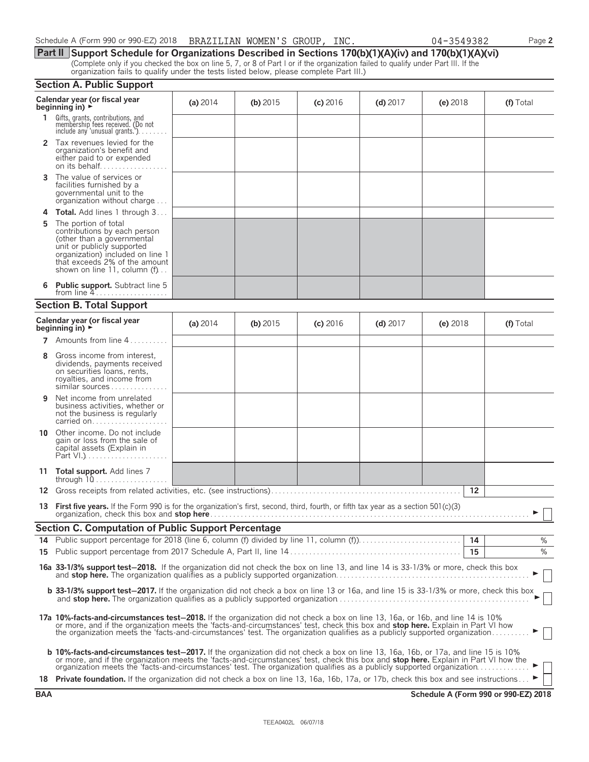Schedule A (Form 990 or 990-EZ) 2018 BRAZILIAN WOMEN'S GROUP, INC. 04-3549382 Page **2**

## Part II Support Schedule for Organizations Described in Sections 170(b)(1)(A)(iv) and 170(b)(1)(A)(vi)

(Complete only if you checked the box on line 5, 7, or 8 of Part I or if the organization failed to qualify under Part III. If the organization fails to qualify under the tests listed below, please complete Part III.)

### Section A. Public Support

| Calendar year (or fiscal year beginning in) ► | (a) 2014 | (b) 2015 | (c) 2016 | (d) 2017 | (e) 2018 | (f) Total |
|---|---|---|---|---|---|---|
| **1** Gifts, grants, contributions, and membership fees received. (Do not include any 'unusual grants.') | | | | | | |
| **2** Tax revenues levied for the organization's benefit and either paid to or expended on its behalf | | | | | | |
| **3** The value of services or facilities furnished by a governmental unit to the organization without charge | | | | | | |
| **4 Total.** Add lines 1 through 3 | | | | | | |
| **5** The portion of total contributions by each person (other than a governmental unit or publicly supported organization) included on line 1 that exceeds 2% of the amount shown on line 11, column (f) | | | | | | |
| **6 Public support.** Subtract line 5 from line 4 | | | | | | |

### Section B. Total Support

| Calendar year (or fiscal year beginning in) ► | (a) 2014 | (b) 2015 | (c) 2016 | (d) 2017 | (e) 2018 | (f) Total |
|---|---|---|---|---|---|---|
| **7** Amounts from line 4 | | | | | | |
| **8** Gross income from interest, dividends, payments received on securities loans, rents, royalties, and income from similar sources | | | | | | |
| **9** Net income from unrelated business activities, whether or not the business is regularly carried on | | | | | | |
| **10** Other income. Do not include gain or loss from the sale of capital assets (Explain in Part VI.) | | | | | | |
| **11 Total support.** Add lines 7 through 10 | | | | | | |

**12** Gross receipts from related activities, etc. (see instructions) **12**

**13 First five years.** If the Form 990 is for the organization's first, second, third, fourth, or fifth tax year as a section 501(c)(3) organization, check this box and **stop here** ► ☐

### Section C. Computation of Public Support Percentage

**14** Public support percentage for 2018 (line 6, column (f) divided by line 11, column (f)) **14** %

**15** Public support percentage from 2017 Schedule A, Part II, line 14 **15** %

**16a 33-1/3% support test–2018.** If the organization did not check the box on line 13, and line 14 is 33-1/3% or more, check this box and **stop here.** The organization qualifies as a publicly supported organization ► ☐

**b 33-1/3% support test–2017.** If the organization did not check a box on line 13 or 16a, and line 15 is 33-1/3% or more, check this box and **stop here.** The organization qualifies as a publicly supported organization ► ☐

**17a 10%-facts-and-circumstances test–2018.** If the organization did not check a box on line 13, 16a, or 16b, and line 14 is 10% or more, and if the organization meets the 'facts-and-circumstances' test, check this box and **stop here.** Explain in Part VI how the organization meets the 'facts-and-circumstances' test. The organization qualifies as a publicly supported organization ► ☐

**b 10%-facts-and-circumstances test–2017.** If the organization did not check a box on line 13, 16a, 16b, or 17a, and line 15 is 10% or more, and if the organization meets the 'facts-and-circumstances' test, check this box and **stop here.** Explain in Part VI how the organization meets the 'facts-and-circumstances' test. The organization qualifies as a publicly supported organization ► ☐

**18 Private foundation.** If the organization did not check a box on line 13, 16a, 16b, 17a, or 17b, check this box and see instructions ► ☐

**BAA** **Schedule A (Form 990 or 990-EZ) 2018**

TEEA0402L 06/07/18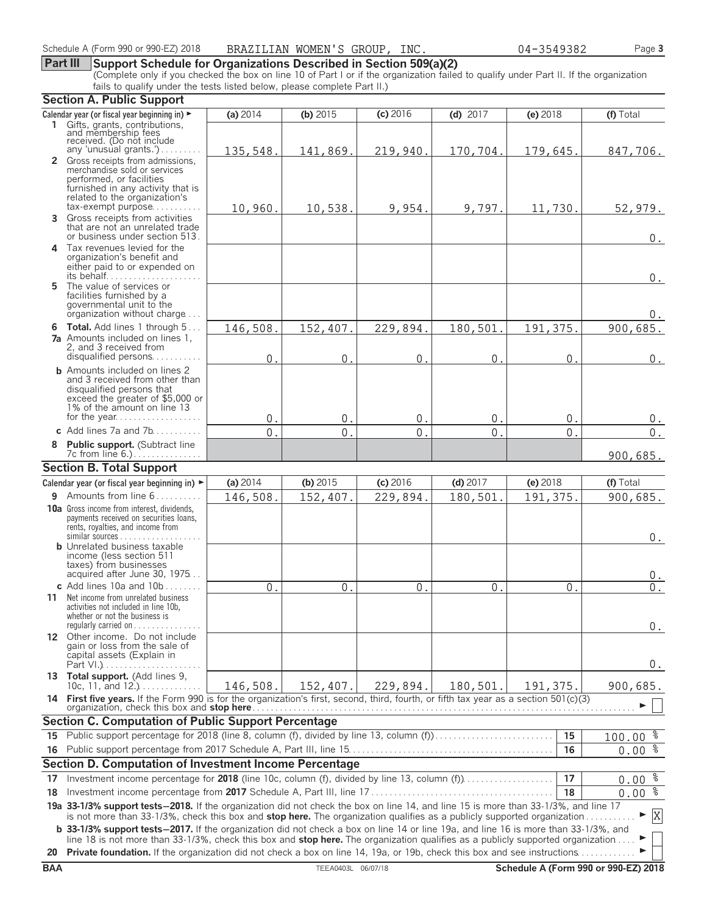Schedule A (Form 990 or 990-EZ) 2018 BRAZILIAN WOMEN'S GROUP, INC. 04-3549382 Page 3

## Part III Support Schedule for Organizations Described in Section 509(a)(2)

(Complete only if you checked the box on line 10 of Part I or if the organization failed to qualify under Part II. If the organization fails to qualify under the tests listed below, please complete Part II.)

### Section A. Public Support

| Calendar year (or fiscal year beginning in) ► | (a) 2014 | (b) 2015 | (c) 2016 | (d) 2017 | (e) 2018 | (f) Total |
|---|---|---|---|---|---|---|
| 1 Gifts, grants, contributions, and membership fees received. (Do not include any 'unusual grants.') | 135,548. | 141,869. | 219,940. | 170,704. | 179,645. | 847,706. |
| 2 Gross receipts from admissions, merchandise sold or services performed, or facilities furnished in any activity that is related to the organization's tax-exempt purpose | 10,960. | 10,538. | 9,954. | 9,797. | 11,730. | 52,979. |
| 3 Gross receipts from activities that are not an unrelated trade or business under section 513 | | | | | | 0. |
| 4 Tax revenues levied for the organization's benefit and either paid to or expended on its behalf | | | | | | 0. |
| 5 The value of services or facilities furnished by a governmental unit to the organization without charge | | | | | | 0. |
| 6 Total. Add lines 1 through 5 | 146,508. | 152,407. | 229,894. | 180,501. | 191,375. | 900,685. |
| 7a Amounts included on lines 1, 2, and 3 received from disqualified persons | 0. | 0. | 0. | 0. | 0. | 0. |
| b Amounts included on lines 2 and 3 received from other than disqualified persons that exceed the greater of $5,000 or 1% of the amount on line 13 for the year | 0. | 0. | 0. | 0. | 0. | 0. |
| c Add lines 7a and 7b | 0. | 0. | 0. | 0. | 0. | 0. |
| 8 Public support. (Subtract line 7c from line 6.) | | | | | | 900,685. |

### Section B. Total Support

| Calendar year (or fiscal year beginning in) ► | (a) 2014 | (b) 2015 | (c) 2016 | (d) 2017 | (e) 2018 | (f) Total |
|---|---|---|---|---|---|---|
| 9 Amounts from line 6 | 146,508. | 152,407. | 229,894. | 180,501. | 191,375. | 900,685. |
| 10a Gross income from interest, dividends, payments received on securities loans, rents, royalties, and income from similar sources | | | | | | 0. |
| b Unrelated business taxable income (less section 511 taxes) from businesses acquired after June 30, 1975 | | | | | | 0. |
| c Add lines 10a and 10b | 0. | 0. | 0. | 0. | 0. | 0. |
| 11 Net income from unrelated business activities not included in line 10b, whether or not the business is regularly carried on | | | | | | 0. |
| 12 Other income. Do not include gain or loss from the sale of capital assets (Explain in Part VI.) | | | | | | 0. |
| 13 Total support. (Add lines 9, 10c, 11, and 12.) | 146,508. | 152,407. | 229,894. | 180,501. | 191,375. | 900,685. |

14 **First five years.** If the Form 990 is for the organization's first, second, third, fourth, or fifth tax year as a section 501(c)(3) organization, check this box and **stop here** ► [ ]

### Section C. Computation of Public Support Percentage

| | | | |
|---|---|---|---|
| 15 | Public support percentage for 2018 (line 8, column (f), divided by line 13, column (f)) | 15 | 100.00 % |
| 16 | Public support percentage from 2017 Schedule A, Part III, line 15 | 16 | 0.00 % |

### Section D. Computation of Investment Income Percentage

| | | | |
|---|---|---|---|
| 17 | Investment income percentage for **2018** (line 10c, column (f), divided by line 13, column (f)) | 17 | 0.00 % |
| 18 | Investment income percentage from **2017** Schedule A, Part III, line 17 | 18 | 0.00 % |

**19a 33-1/3% support tests—2018.** If the organization did not check the box on line 14, and line 15 is more than 33-1/3%, and line 17 is not more than 33-1/3%, check this box and **stop here.** The organization qualifies as a publicly supported organization ► [X]

**b 33-1/3% support tests—2017.** If the organization did not check a box on line 14 or line 19a, and line 16 is more than 33-1/3%, and line 18 is not more than 33-1/3%, check this box and **stop here.** The organization qualifies as a publicly supported organization ► [ ]

**20 Private foundation.** If the organization did not check a box on line 14, 19a, or 19b, check this box and see instructions ► [ ]

BAA TEEA0403L 06/07/18 Schedule A (Form 990 or 990-EZ) 2018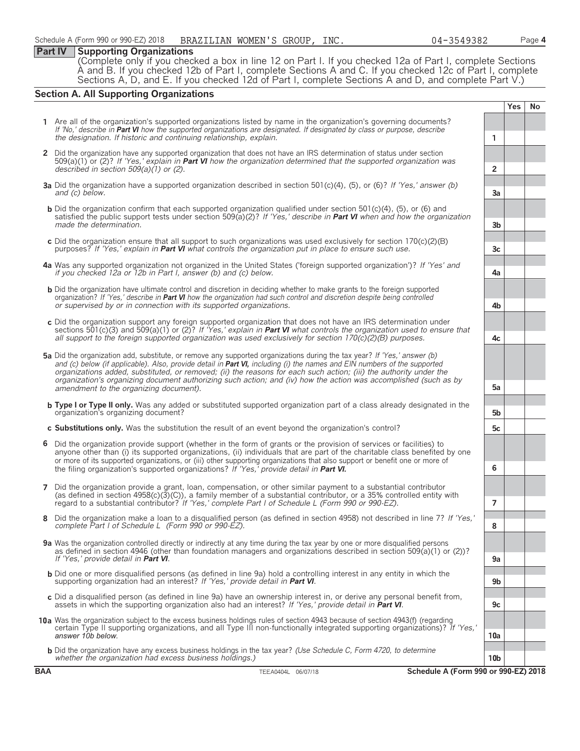Schedule A (Form 990 or 990-EZ) 2018 BRAZILIAN WOMEN'S GROUP, INC. 04-3549382

## Part IV Supporting Organizations

(Complete only if you checked a box in line 12 on Part I. If you checked 12a of Part I, complete Sections A and B. If you checked 12b of Part I, complete Sections A and C. If you checked 12c of Part I, complete Sections A, D, and E. If you checked 12d of Part I, complete Sections A and D, and complete Part V.)

### Section A. All Supporting Organizations

| | | | Yes | No |
|---|---|---|---|---|
| **1** | Are all of the organization's supported organizations listed by name in the organization's governing documents? *If 'No,' describe in **Part VI** how the supported organizations are designated. If designated by class or purpose, describe the designation. If historic and continuing relationship, explain.* | 1 | | |
| **2** | Did the organization have any supported organization that does not have an IRS determination of status under section 509(a)(1) or (2)? *If 'Yes,' explain in **Part VI** how the organization determined that the supported organization was described in section 509(a)(1) or (2).* | 2 | | |
| **3a** | Did the organization have a supported organization described in section 501(c)(4), (5), or (6)? *If 'Yes,' answer (b) and (c) below.* | 3a | | |
| **b** | Did the organization confirm that each supported organization qualified under section 501(c)(4), (5), or (6) and satisfied the public support tests under section 509(a)(2)? *If 'Yes,' describe in **Part VI** when and how the organization made the determination.* | 3b | | |
| **c** | Did the organization ensure that all support to such organizations was used exclusively for section 170(c)(2)(B) purposes? *If 'Yes,' explain in **Part VI** what controls the organization put in place to ensure such use.* | 3c | | |
| **4a** | Was any supported organization not organized in the United States ('foreign supported organization')? *If 'Yes' and if you checked 12a or 12b in Part I, answer (b) and (c) below.* | 4a | | |
| **b** | Did the organization have ultimate control and discretion in deciding whether to make grants to the foreign supported organization? *If 'Yes,' describe in **Part VI** how the organization had such control and discretion despite being controlled or supervised by or in connection with its supported organizations.* | 4b | | |
| **c** | Did the organization support any foreign supported organization that does not have an IRS determination under sections 501(c)(3) and 509(a)(1) or (2)? *If 'Yes,' explain in **Part VI** what controls the organization used to ensure that all support to the foreign supported organization was used exclusively for section 170(c)(2)(B) purposes.* | 4c | | |
| **5a** | Did the organization add, substitute, or remove any supported organizations during the tax year? *If 'Yes,' answer (b) and (c) below (if applicable). Also, provide detail in **Part VI,** including (i) the names and EIN numbers of the supported organizations added, substituted, or removed; (ii) the reasons for each such action; (iii) the authority under the organization's organizing document authorizing such action; and (iv) how the action was accomplished (such as by amendment to the organizing document).* | 5a | | |
| **b** | **Type I or Type II only.** Was any added or substituted supported organization part of a class already designated in the organization's organizing document? | 5b | | |
| **c** | **Substitutions only.** Was the substitution the result of an event beyond the organization's control? | 5c | | |
| **6** | Did the organization provide support (whether in the form of grants or the provision of services or facilities) to anyone other than (i) its supported organizations, (ii) individuals that are part of the charitable class benefited by one or more of its supported organizations, or (iii) other supporting organizations that also support or benefit one or more of the filing organization's supported organizations? *If 'Yes,' provide detail in **Part VI.*** | 6 | | |
| **7** | Did the organization provide a grant, loan, compensation, or other similar payment to a substantial contributor (as defined in section 4958(c)(3)(C)), a family member of a substantial contributor, or a 35% controlled entity with regard to a substantial contributor? *If 'Yes,' complete Part I of Schedule L (Form 990 or 990-EZ).* | 7 | | |
| **8** | Did the organization make a loan to a disqualified person (as defined in section 4958) not described in line 7? *If 'Yes,' complete Part I of Schedule L (Form 990 or 990-EZ).* | 8 | | |
| **9a** | Was the organization controlled directly or indirectly at any time during the tax year by one or more disqualified persons as defined in section 4946 (other than foundation managers and organizations described in section 509(a)(1) or (2))? *If 'Yes,' provide detail in **Part VI**.* | 9a | | |
| **b** | Did one or more disqualified persons (as defined in line 9a) hold a controlling interest in any entity in which the supporting organization had an interest? *If 'Yes,' provide detail in **Part VI**.* | 9b | | |
| **c** | Did a disqualified person (as defined in line 9a) have an ownership interest in, or derive any personal benefit from, assets in which the supporting organization also had an interest? *If 'Yes,' provide detail in **Part VI**.* | 9c | | |
| **10a** | Was the organization subject to the excess business holdings rules of section 4943 because of section 4943(f) (regarding certain Type II supporting organizations, and all Type III non-functionally integrated supporting organizations)? *If 'Yes,' answer 10b below.* | 10a | | |
| **b** | Did the organization have any excess business holdings in the tax year? *(Use Schedule C, Form 4720, to determine whether the organization had excess business holdings.)* | 10b | | |

BAA TEEA0404L 06/07/18 Schedule A (Form 990 or 990-EZ) 2018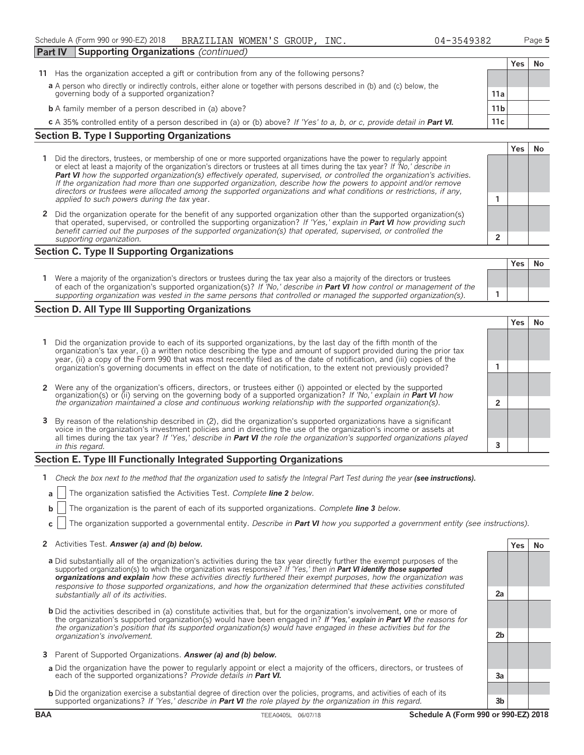Schedule A (Form 990 or 990-EZ) 2018 BRAZILIAN WOMEN'S GROUP, INC. 04-3549382

## Part IV Supporting Organizations *(continued)*

| | | | Yes | No |
|---|---|---|---|---|
| **11** | Has the organization accepted a gift or contribution from any of the following persons? | | | |
| **a** | A person who directly or indirectly controls, either alone or together with persons described in (b) and (c) below, the governing body of a supported organization? | 11a | | |
| **b** | A family member of a person described in (a) above? | 11b | | |
| **c** | A 35% controlled entity of a person described in (a) or (b) above? *If 'Yes' to a, b, or c, provide detail in* ***Part VI.*** | 11c | | |

### Section B. Type I Supporting Organizations

| | | | Yes | No |
|---|---|---|---|---|
| **1** | Did the directors, trustees, or membership of one or more supported organizations have the power to regularly appoint or elect at least a majority of the organization's directors or trustees at all times during the tax year? *If 'No,' describe in* ***Part VI*** *how the supported organization(s) effectively operated, supervised, or controlled the organization's activities. If the organization had more than one supported organization, describe how the powers to appoint and/or remove directors or trustees were allocated among the supported organizations and what conditions or restrictions, if any, applied to such powers during the tax* year. | 1 | | |
| **2** | Did the organization operate for the benefit of any supported organization other than the supported organization(s) that operated, supervised, or controlled the supporting organization? *If 'Yes,' explain in* ***Part VI*** *how providing such benefit carried out the purposes of the supported organization(s) that operated, supervised, or controlled the supporting organization.* | 2 | | |

### Section C. Type II Supporting Organizations

| | | | Yes | No |
|---|---|---|---|---|
| **1** | Were a majority of the organization's directors or trustees during the tax year also a majority of the directors or trustees of each of the organization's supported organization(s)? *If 'No,' describe in* ***Part VI*** *how control or management of the supporting organization was vested in the same persons that controlled or managed the supported organization(s).* | 1 | | |

### Section D. All Type III Supporting Organizations

| | | | Yes | No |
|---|---|---|---|---|
| **1** | Did the organization provide to each of its supported organizations, by the last day of the fifth month of the organization's tax year, (i) a written notice describing the type and amount of support provided during the prior tax year, (ii) a copy of the Form 990 that was most recently filed as of the date of notification, and (iii) copies of the organization's governing documents in effect on the date of notification, to the extent not previously provided? | 1 | | |
| **2** | Were any of the organization's officers, directors, or trustees either (i) appointed or elected by the supported organization(s) or (ii) serving on the governing body of a supported organization? *If 'No,' explain in* ***Part VI*** *how the organization maintained a close and continuous working relationship with the supported organization(s).* | 2 | | |
| **3** | By reason of the relationship described in (2), did the organization's supported organizations have a significant voice in the organization's investment policies and in directing the use of the organization's income or assets at all times during the tax year? *If 'Yes,' describe in* ***Part VI*** *the role the organization's supported organizations played in this regard.* | 3 | | |

### Section E. Type III Functionally Integrated Supporting Organizations

**1** *Check the box next to the method that the organization used to satisfy the Integral Part Test during the year* ***(see instructions).***

**a** ☐ The organization satisfied the Activities Test. *Complete* ***line 2*** *below.*

**b** ☐ The organization is the parent of each of its supported organizations. *Complete* ***line 3*** *below.*

**c** ☐ The organization supported a governmental entity. *Describe in* ***Part VI*** *how you supported a government entity (see instructions).*

| | | | Yes | No |
|---|---|---|---|---|
| **2** | Activities Test. ***Answer (a) and (b) below.*** | | | |
| **a** | Did substantially all of the organization's activities during the tax year directly further the exempt purposes of the supported organization(s) to which the organization was responsive? *If 'Yes,' then in* ***Part VI identify those supported organizations and explain*** *how these activities directly furthered their exempt purposes, how the organization was responsive to those supported organizations, and how the organization determined that these activities constituted substantially all of its activities.* | 2a | | |
| **b** | Did the activities described in (a) constitute activities that, but for the organization's involvement, one or more of the organization's supported organization(s) would have been engaged in? ***If 'Yes,' explain in*** ***Part VI*** *the reasons for the organization's position that its supported organization(s) would have engaged in these activities but for the organization's involvement.* | 2b | | |
| **3** | Parent of Supported Organizations. ***Answer (a) and (b) below.*** | | | |
| **a** | Did the organization have the power to regularly appoint or elect a majority of the officers, directors, or trustees of each of the supported organizations? *Provide details in* ***Part VI.*** | 3a | | |
| **b** | Did the organization exercise a substantial degree of direction over the policies, programs, and activities of each of its supported organizations? *If 'Yes,' describe in* ***Part VI*** *the role played by the organization in this regard.* | 3b | | |

BAA TEEA0405L 06/07/18 **Schedule A (Form 990 or 990-EZ) 2018**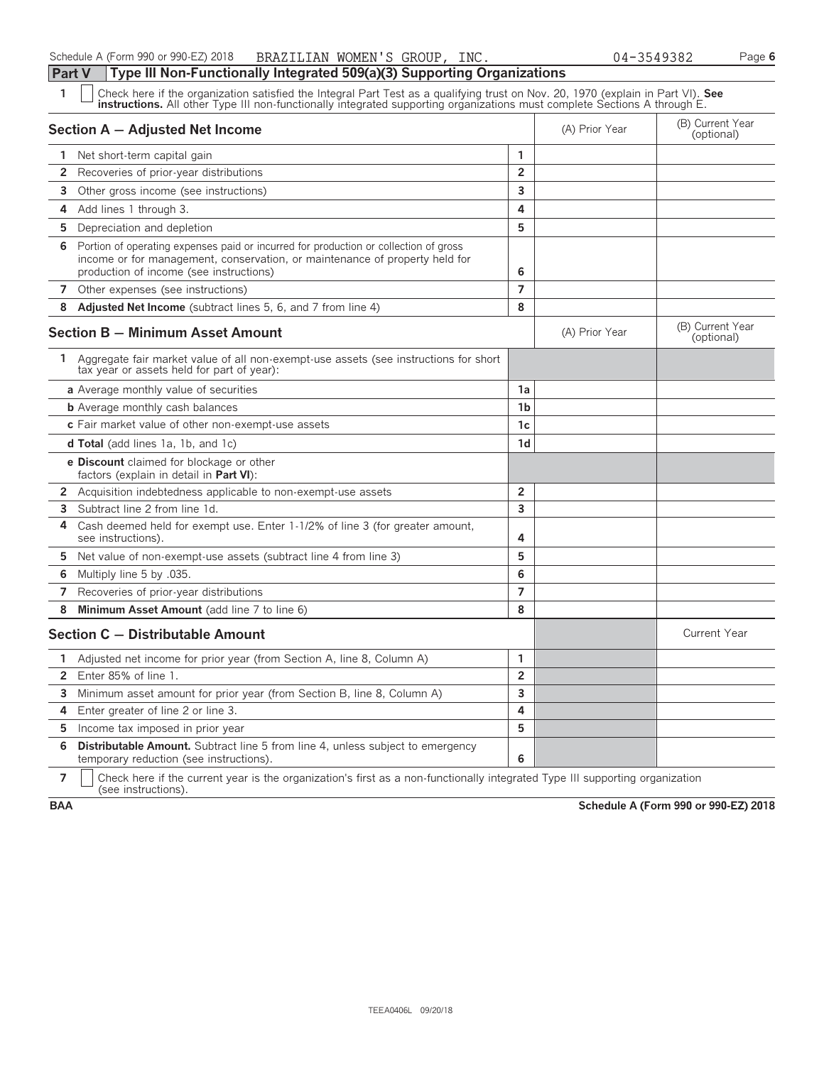## Part V — Type III Non-Functionally Integrated 509(a)(3) Supporting Organizations

**1** ☐ Check here if the organization satisfied the Integral Part Test as a qualifying trust on Nov. 20, 1970 (explain in Part VI). **See instructions.** All other Type III non-functionally integrated supporting organizations must complete Sections A through E.

| Section A — Adjusted Net Income | | (A) Prior Year | (B) Current Year (optional) |
|---|---|---|---|
| 1 Net short-term capital gain | 1 | | |
| 2 Recoveries of prior-year distributions | 2 | | |
| 3 Other gross income (see instructions) | 3 | | |
| 4 Add lines 1 through 3. | 4 | | |
| 5 Depreciation and depletion | 5 | | |
| 6 Portion of operating expenses paid or incurred for production or collection of gross income or for management, conservation, or maintenance of property held for production of income (see instructions) | 6 | | |
| 7 Other expenses (see instructions) | 7 | | |
| 8 **Adjusted Net Income** (subtract lines 5, 6, and 7 from line 4) | 8 | | |

| Section B — Minimum Asset Amount | | (A) Prior Year | (B) Current Year (optional) |
|---|---|---|---|
| 1 Aggregate fair market value of all non-exempt-use assets (see instructions for short tax year or assets held for part of year): | | | |
| **a** Average monthly value of securities | 1a | | |
| **b** Average monthly cash balances | 1b | | |
| **c** Fair market value of other non-exempt-use assets | 1c | | |
| **d Total** (add lines 1a, 1b, and 1c) | 1d | | |
| **e Discount** claimed for blockage or other factors (explain in detail in **Part VI**): | | | |
| 2 Acquisition indebtedness applicable to non-exempt-use assets | 2 | | |
| 3 Subtract line 2 from line 1d. | 3 | | |
| 4 Cash deemed held for exempt use. Enter 1-1/2% of line 3 (for greater amount, see instructions). | 4 | | |
| 5 Net value of non-exempt-use assets (subtract line 4 from line 3) | 5 | | |
| 6 Multiply line 5 by .035. | 6 | | |
| 7 Recoveries of prior-year distributions | 7 | | |
| 8 **Minimum Asset Amount** (add line 7 to line 6) | 8 | | |

| Section C — Distributable Amount | | | Current Year |
|---|---|---|---|
| 1 Adjusted net income for prior year (from Section A, line 8, Column A) | 1 | | |
| 2 Enter 85% of line 1. | 2 | | |
| 3 Minimum asset amount for prior year (from Section B, line 8, Column A) | 3 | | |
| 4 Enter greater of line 2 or line 3. | 4 | | |
| 5 Income tax imposed in prior year | 5 | | |
| 6 **Distributable Amount.** Subtract line 5 from line 4, unless subject to emergency temporary reduction (see instructions). | 6 | | |

**7** ☐ Check here if the current year is the organization's first as a non-functionally integrated Type III supporting organization (see instructions).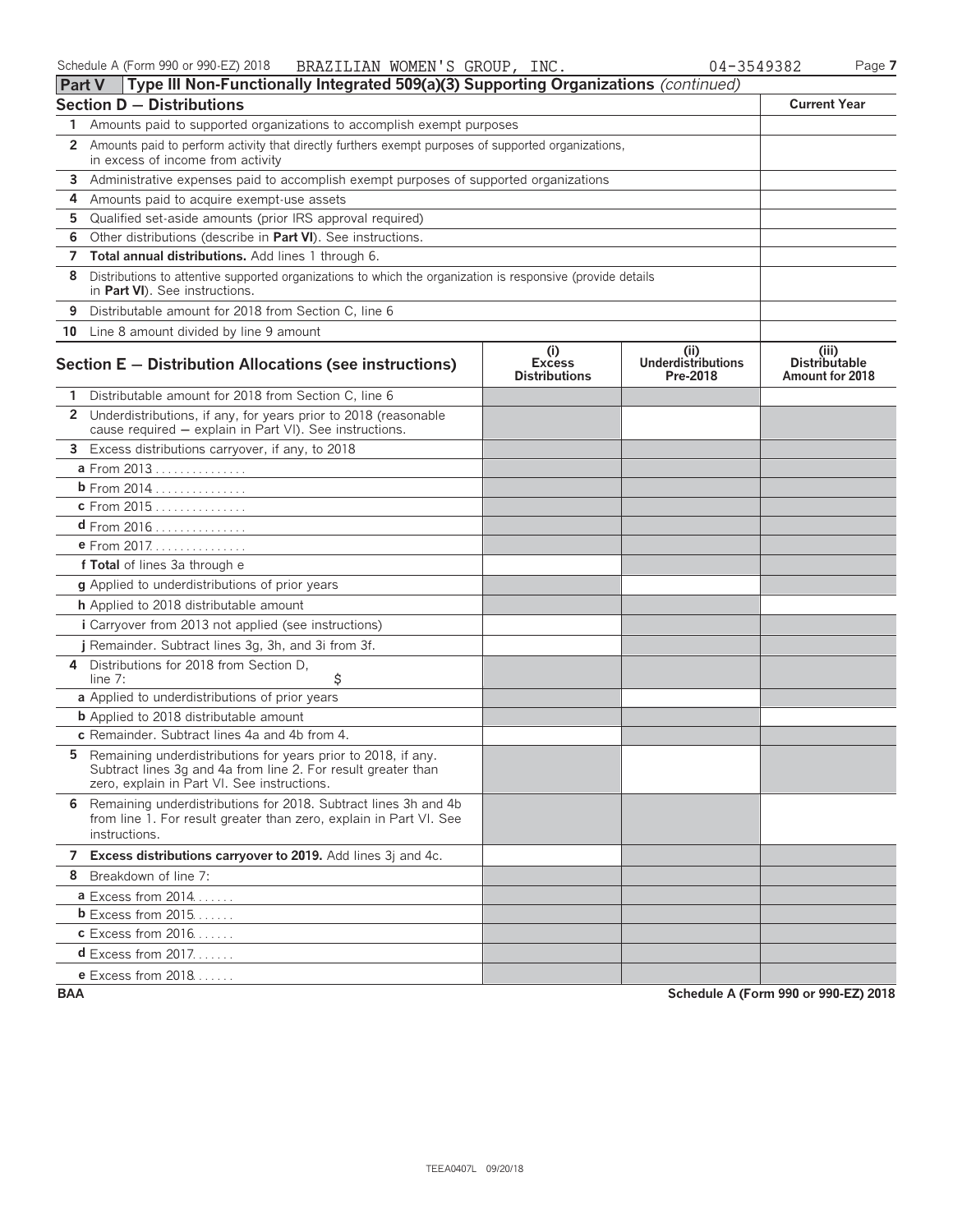Schedule A (Form 990 or 990-EZ) 2018 BRAZILIAN WOMEN'S GROUP, INC. 04-3549382

## Part V Type III Non-Functionally Integrated 509(a)(3) Supporting Organizations *(continued)*

| Section D — Distributions | Current Year |
|---|---|
| 1 Amounts paid to supported organizations to accomplish exempt purposes | |
| 2 Amounts paid to perform activity that directly furthers exempt purposes of supported organizations, in excess of income from activity | |
| 3 Administrative expenses paid to accomplish exempt purposes of supported organizations | |
| 4 Amounts paid to acquire exempt-use assets | |
| 5 Qualified set-aside amounts (prior IRS approval required) | |
| 6 Other distributions (describe in **Part VI**). See instructions. | |
| 7 **Total annual distributions.** Add lines 1 through 6. | |
| 8 Distributions to attentive supported organizations to which the organization is responsive (provide details in **Part VI**). See instructions. | |
| 9 Distributable amount for 2018 from Section C, line 6 | |
| 10 Line 8 amount divided by line 9 amount | |

| Section E — Distribution Allocations (see instructions) | (i) Excess Distributions | (ii) Underdistributions Pre-2018 | (iii) Distributable Amount for 2018 |
|---|---|---|---|
| 1 Distributable amount for 2018 from Section C, line 6 | | | |
| 2 Underdistributions, if any, for years prior to 2018 (reasonable cause required — explain in Part VI). See instructions. | | | |
| 3 Excess distributions carryover, if any, to 2018 | | | |
| a From 2013 | | | |
| b From 2014 | | | |
| c From 2015 | | | |
| d From 2016 | | | |
| e From 2017 | | | |
| f **Total** of lines 3a through e | | | |
| g Applied to underdistributions of prior years | | | |
| h Applied to 2018 distributable amount | | | |
| i Carryover from 2013 not applied (see instructions) | | | |
| j Remainder. Subtract lines 3g, 3h, and 3i from 3f. | | | |
| 4 Distributions for 2018 from Section D, line 7: $ | | | |
| a Applied to underdistributions of prior years | | | |
| b Applied to 2018 distributable amount | | | |
| c Remainder. Subtract lines 4a and 4b from 4. | | | |
| 5 Remaining underdistributions for years prior to 2018, if any. Subtract lines 3g and 4a from line 2. For result greater than zero, explain in Part VI. See instructions. | | | |
| 6 Remaining underdistributions for 2018. Subtract lines 3h and 4b from line 1. For result greater than zero, explain in Part VI. See instructions. | | | |
| 7 **Excess distributions carryover to 2019.** Add lines 3j and 4c. | | | |
| 8 Breakdown of line 7: | | | |
| a Excess from 2014 | | | |
| b Excess from 2015 | | | |
| c Excess from 2016 | | | |
| d Excess from 2017 | | | |
| e Excess from 2018 | | | |

BAA Schedule A (Form 990 or 990-EZ) 2018

TEEA0407L 09/20/18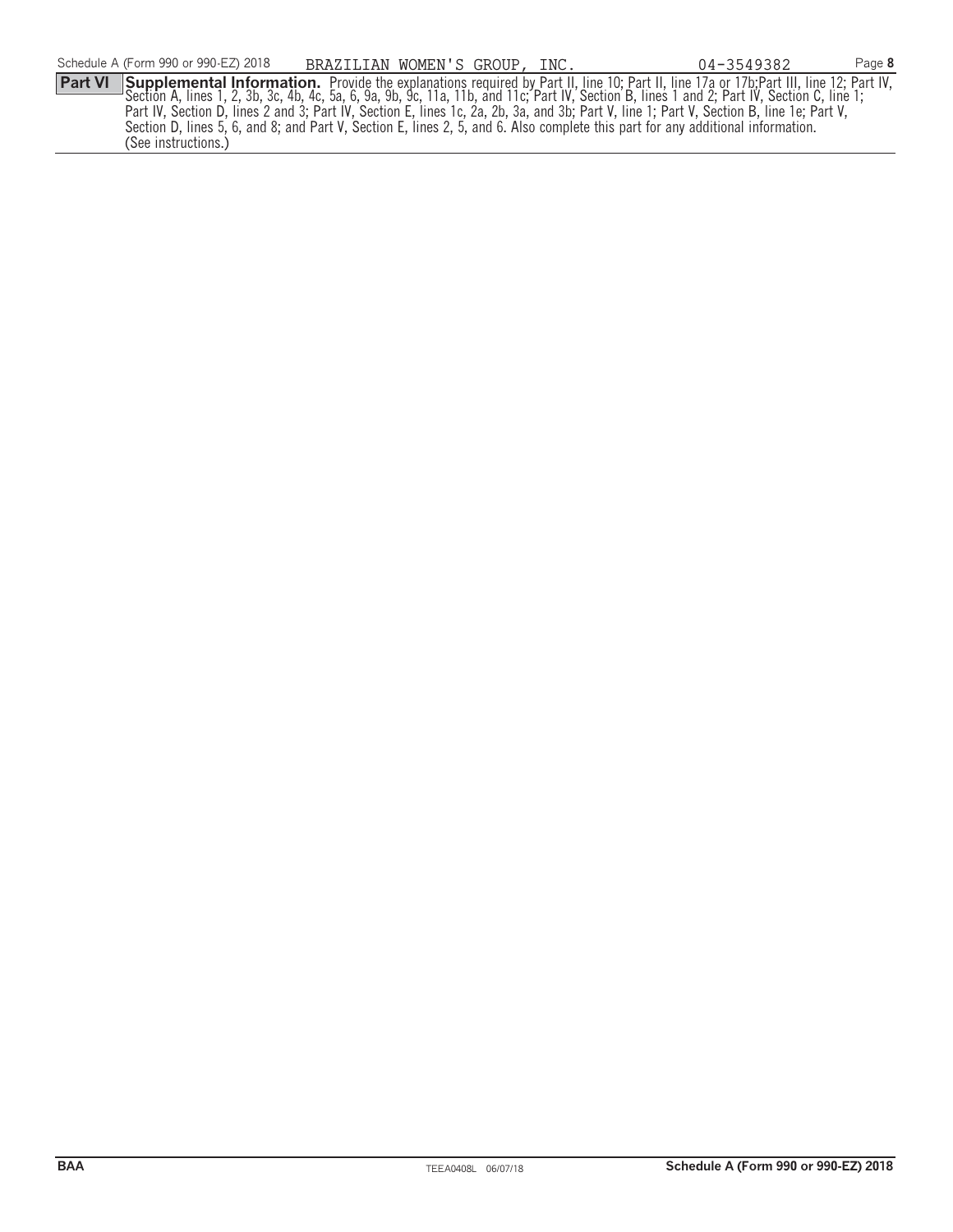Schedule A (Form 990 or 990-EZ) 2018 BRAZILIAN WOMEN'S GROUP, INC. 04-3549382 Page **8**

**Part VI** **Supplemental Information.** Provide the explanations required by Part II, line 10; Part II, line 17a or 17b;Part III, line 12; Part IV, Section A, lines 1, 2, 3b, 3c, 4b, 4c, 5a, 6, 9a, 9b, 9c, 11a, 11b, and 11c; Part IV, Section B, lines 1 and 2; Part IV, Section C, line 1; Part IV, Section D, lines 2 and 3; Part IV, Section E, lines 1c, 2a, 2b, 3a, and 3b; Part V, line 1; Part V, Section B, line 1e; Part V, Section D, lines 5, 6, and 8; and Part V, Section E, lines 2, 5, and 6. Also complete this part for any additional information. (See instructions.)

BAA TEEA0408L 06/07/18 **Schedule A (Form 990 or 990-EZ) 2018**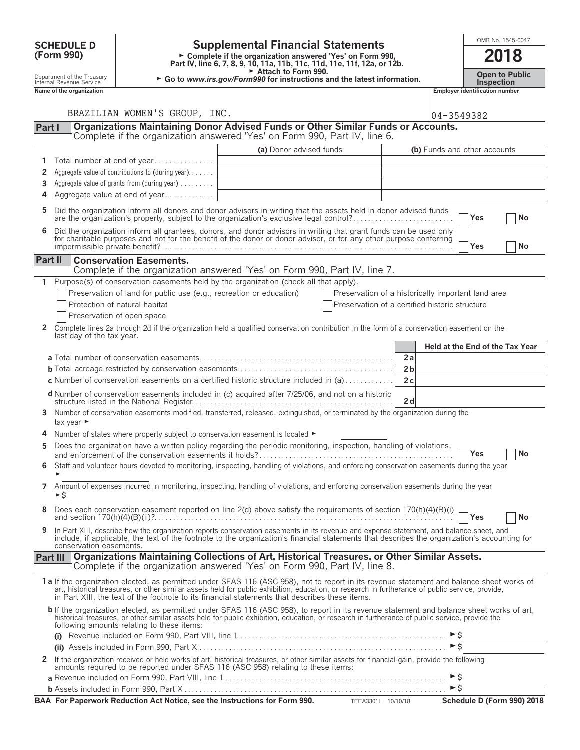**SCHEDULE D (Form 990)**

Department of the Treasury
Internal Revenue Service

# Supplemental Financial Statements

► Complete if the organization answered 'Yes' on Form 990, Part IV, line 6, 7, 8, 9, 10, 11a, 11b, 11c, 11d, 11e, 11f, 12a, or 12b.
► Attach to Form 990.
► Go to *www.irs.gov/Form990* for instructions and the latest information.

OMB No. 1545-0047

**2018**

**Open to Public Inspection**

| Name of the organization | Employer identification number |
|---|---|
| BRAZILIAN WOMEN'S GROUP, INC. | 04-3549382 |

## Part I Organizations Maintaining Donor Advised Funds or Other Similar Funds or Accounts.

Complete if the organization answered 'Yes' on Form 990, Part IV, line 6.

| | | (a) Donor advised funds | (b) Funds and other accounts |
|---|---|---|---|
| 1 | Total number at end of year | | |
| 2 | Aggregate value of contributions to (during year) | | |
| 3 | Aggregate value of grants from (during year) | | |
| 4 | Aggregate value at end of year | | |

5 Did the organization inform all donors and donor advisors in writing that the assets held in donor advised funds are the organization's property, subject to the organization's exclusive legal control? ☐ Yes ☐ No

6 Did the organization inform all grantees, donors, and donor advisors in writing that grant funds can be used only for charitable purposes and not for the benefit of the donor or donor advisor, or for any other purpose conferring impermissible private benefit? ☐ Yes ☐ No

## Part II Conservation Easements.

Complete if the organization answered 'Yes' on Form 990, Part IV, line 7.

1 Purpose(s) of conservation easements held by the organization (check all that apply).

- ☐ Preservation of land for public use (e.g., recreation or education)
- ☐ Protection of natural habitat
- ☐ Preservation of open space
- ☐ Preservation of a historically important land area
- ☐ Preservation of a certified historic structure

2 Complete lines 2a through 2d if the organization held a qualified conservation contribution in the form of a conservation easement on the last day of the tax year.

| | | Held at the End of the Tax Year |
|---|---|---|
| **a** Total number of conservation easements | 2a | |
| **b** Total acreage restricted by conservation easements | 2b | |
| **c** Number of conservation easements on a certified historic structure included in (a) | 2c | |
| **d** Number of conservation easements included in (c) acquired after 7/25/06, and not on a historic structure listed in the National Register | 2d | |

3 Number of conservation easements modified, transferred, released, extinguished, or terminated by the organization during the tax year ►

4 Number of states where property subject to conservation easement is located ►

5 Does the organization have a written policy regarding the periodic monitoring, inspection, handling of violations, and enforcement of the conservation easements it holds? ☐ Yes ☐ No

6 Staff and volunteer hours devoted to monitoring, inspecting, handling of violations, and enforcing conservation easements during the year ►

7 Amount of expenses incurred in monitoring, inspecting, handling of violations, and enforcing conservation easements during the year ►$

8 Does each conservation easement reported on line 2(d) above satisfy the requirements of section 170(h)(4)(B)(i) and section 170(h)(4)(B)(ii)? ☐ Yes ☐ No

9 In Part XIII, describe how the organization reports conservation easements in its revenue and expense statement, and balance sheet, and include, if applicable, the text of the footnote to the organization's financial statements that describes the organization's accounting for conservation easements.

## Part III Organizations Maintaining Collections of Art, Historical Treasures, or Other Similar Assets.

Complete if the organization answered 'Yes' on Form 990, Part IV, line 8.

**1a** If the organization elected, as permitted under SFAS 116 (ASC 958), not to report in its revenue statement and balance sheet works of art, historical treasures, or other similar assets held for public exhibition, education, or research in furtherance of public service, provide, in Part XIII, the text of the footnote to its financial statements that describes these items.

**b** If the organization elected, as permitted under SFAS 116 (ASC 958), to report in its revenue statement and balance sheet works of art, historical treasures, or other similar assets held for public exhibition, education, or research in furtherance of public service, provide the following amounts relating to these items:

**(i)** Revenue included on Form 990, Part VIII, line 1 ►$

**(ii)** Assets included in Form 990, Part X ►$

2 If the organization received or held works of art, historical treasures, or other similar assets for financial gain, provide the following amounts required to be reported under SFAS 116 (ASC 958) relating to these items:

**a** Revenue included on Form 990, Part VIII, line 1 ►$

**b** Assets included in Form 990, Part X ►$

**BAA For Paperwork Reduction Act Notice, see the Instructions for Form 990.** TEEA3301L 10/10/18 **Schedule D (Form 990) 2018**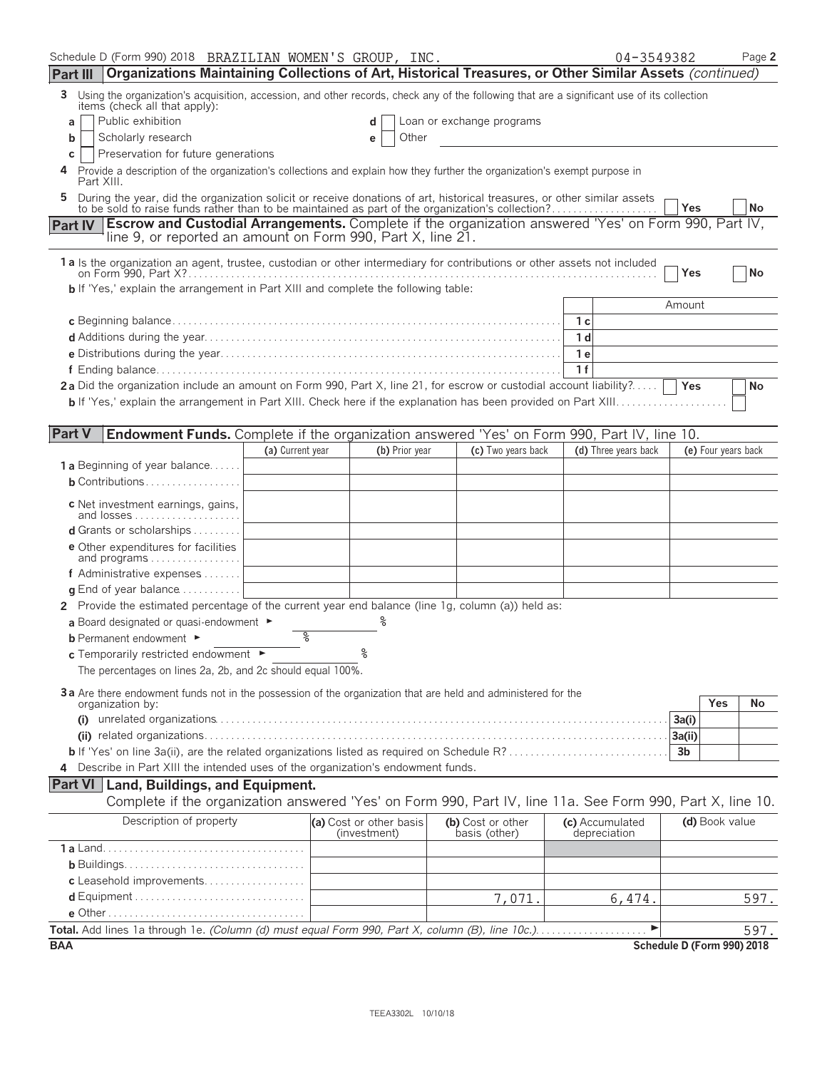Schedule D (Form 990) 2018 BRAZILIAN WOMEN'S GROUP, INC. 04-3549382 Page 2

## Part III Organizations Maintaining Collections of Art, Historical Treasures, or Other Similar Assets *(continued)*

3 Using the organization's acquisition, accession, and other records, check any of the following that are a significant use of its collection items (check all that apply):

- a ☐ Public exhibition
- b ☐ Scholarly research
- c ☐ Preservation for future generations
- d ☐ Loan or exchange programs
- e ☐ Other

4 Provide a description of the organization's collections and explain how they further the organization's exempt purpose in Part XIII.

5 During the year, did the organization solicit or receive donations of art, historical treasures, or other similar assets to be sold to raise funds rather than to be maintained as part of the organization's collection? ☐ Yes ☐ No

## Part IV Escrow and Custodial Arrangements. Complete if the organization answered 'Yes' on Form 990, Part IV, line 9, or reported an amount on Form 990, Part X, line 21.

1a Is the organization an agent, trustee, custodian or other intermediary for contributions or other assets not included on Form 990, Part X? ☐ Yes ☐ No

b If 'Yes,' explain the arrangement in Part XIII and complete the following table:

| | | Amount |
|---|---|---|
| c Beginning balance | 1c | |
| d Additions during the year | 1d | |
| e Distributions during the year | 1e | |
| f Ending balance | 1f | |

2a Did the organization include an amount on Form 990, Part X, line 21, for escrow or custodial account liability? ☐ Yes ☐ No

b If 'Yes,' explain the arrangement in Part XIII. Check here if the explanation has been provided on Part XIII ☐

## Part V Endowment Funds. Complete if the organization answered 'Yes' on Form 990, Part IV, line 10.

| | (a) Current year | (b) Prior year | (c) Two years back | (d) Three years back | (e) Four years back |
|---|---|---|---|---|---|
| 1a Beginning of year balance | | | | | |
| b Contributions | | | | | |
| c Net investment earnings, gains, and losses | | | | | |
| d Grants or scholarships | | | | | |
| e Other expenditures for facilities and programs | | | | | |
| f Administrative expenses | | | | | |
| g End of year balance | | | | | |

2 Provide the estimated percentage of the current year end balance (line 1g, column (a)) held as:

a Board designated or quasi-endowment ► %

b Permanent endowment ► %

c Temporarily restricted endowment ► %

The percentages on lines 2a, 2b, and 2c should equal 100%.

3a Are there endowment funds not in the possession of the organization that are held and administered for the organization by:

| | | Yes | No |
|---|---|---|---|
| (i) unrelated organizations | 3a(i) | | |
| (ii) related organizations | 3a(ii) | | |
| b If 'Yes' on line 3a(ii), are the related organizations listed as required on Schedule R? | 3b | | |

4 Describe in Part XIII the intended uses of the organization's endowment funds.

## Part VI Land, Buildings, and Equipment.

Complete if the organization answered 'Yes' on Form 990, Part IV, line 11a. See Form 990, Part X, line 10.

| Description of property | (a) Cost or other basis (investment) | (b) Cost or other basis (other) | (c) Accumulated depreciation | (d) Book value |
|---|---|---|---|---|
| 1a Land | | | | |
| b Buildings | | | | |
| c Leasehold improvements | | | | |
| d Equipment | | 7,071. | 6,474. | 597. |
| e Other | | | | |
| **Total.** Add lines 1a through 1e. *(Column (d) must equal Form 990, Part X, column (B), line 10c.)* ► | | | | 597. |

BAA Schedule D (Form 990) 2018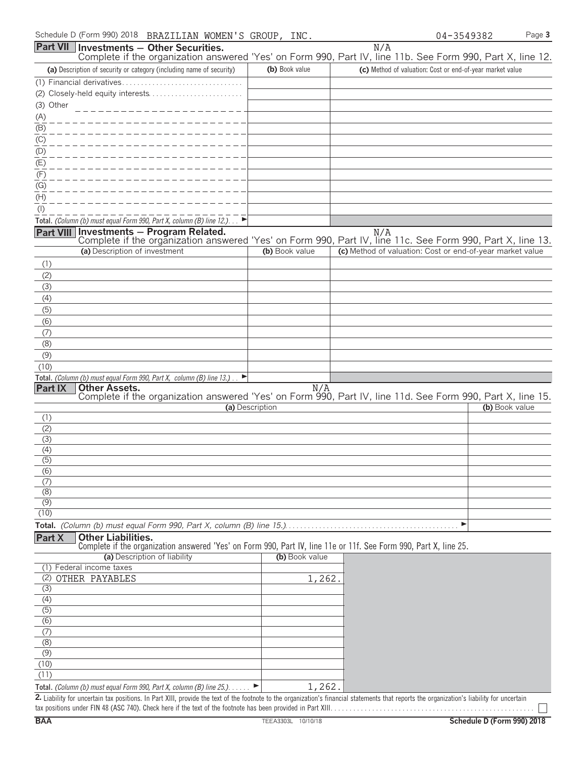Schedule D (Form 990) 2018 BRAZILIAN WOMEN'S GROUP, INC. 04-3549382

## Part VII Investments — Other Securities.

N/A

Complete if the organization answered 'Yes' on Form 990, Part IV, line 11b. See Form 990, Part X, line 12.

| (a) Description of security or category (including name of security) | (b) Book value | (c) Method of valuation: Cost or end-of-year market value |
|---|---|---|
| (1) Financial derivatives | | |
| (2) Closely-held equity interests | | |
| (3) Other | | |
| (A) | | |
| (B) | | |
| (C) | | |
| (D) | | |
| (E) | | |
| (F) | | |
| (G) | | |
| (H) | | |
| (I) | | |
| **Total.** *(Column (b) must equal Form 990, Part X, column (B) line 12.)* ► | | |

## Part VIII Investments — Program Related.

N/A

Complete if the organization answered 'Yes' on Form 990, Part IV, line 11c. See Form 990, Part X, line 13.

| (a) Description of investment | (b) Book value | (c) Method of valuation: Cost or end-of-year market value |
|---|---|---|
| (1) | | |
| (2) | | |
| (3) | | |
| (4) | | |
| (5) | | |
| (6) | | |
| (7) | | |
| (8) | | |
| (9) | | |
| (10) | | |
| **Total.** *(Column (b) must equal Form 990, Part X, column (B) line 13.)* ► | | |

## Part IX Other Assets.

N/A

Complete if the organization answered 'Yes' on Form 990, Part IV, line 11d. See Form 990, Part X, line 15.

| (a) Description | (b) Book value |
|---|---|
| (1) | |
| (2) | |
| (3) | |
| (4) | |
| (5) | |
| (6) | |
| (7) | |
| (8) | |
| (9) | |
| (10) | |
| **Total.** *(Column (b) must equal Form 990, Part X, column (B) line 15.)* ► | |

## Part X Other Liabilities.

Complete if the organization answered 'Yes' on Form 990, Part IV, line 11e or 11f. See Form 990, Part X, line 25.

| (a) Description of liability | (b) Book value |
|---|---|
| (1) Federal income taxes | |
| (2) OTHER PAYABLES | 1,262. |
| (3) | |
| (4) | |
| (5) | |
| (6) | |
| (7) | |
| (8) | |
| (9) | |
| (10) | |
| (11) | |
| **Total.** *(Column (b) must equal Form 990, Part X, column (B) line 25.)* ► | 1,262. |

**2.** Liability for uncertain tax positions. In Part XIII, provide the text of the footnote to the organization's financial statements that reports the organization's liability for uncertain tax positions under FIN 48 (ASC 740). Check here if the text of the footnote has been provided in Part XIII ☐

BAA TEEA3303L 10/10/18 Schedule D (Form 990) 2018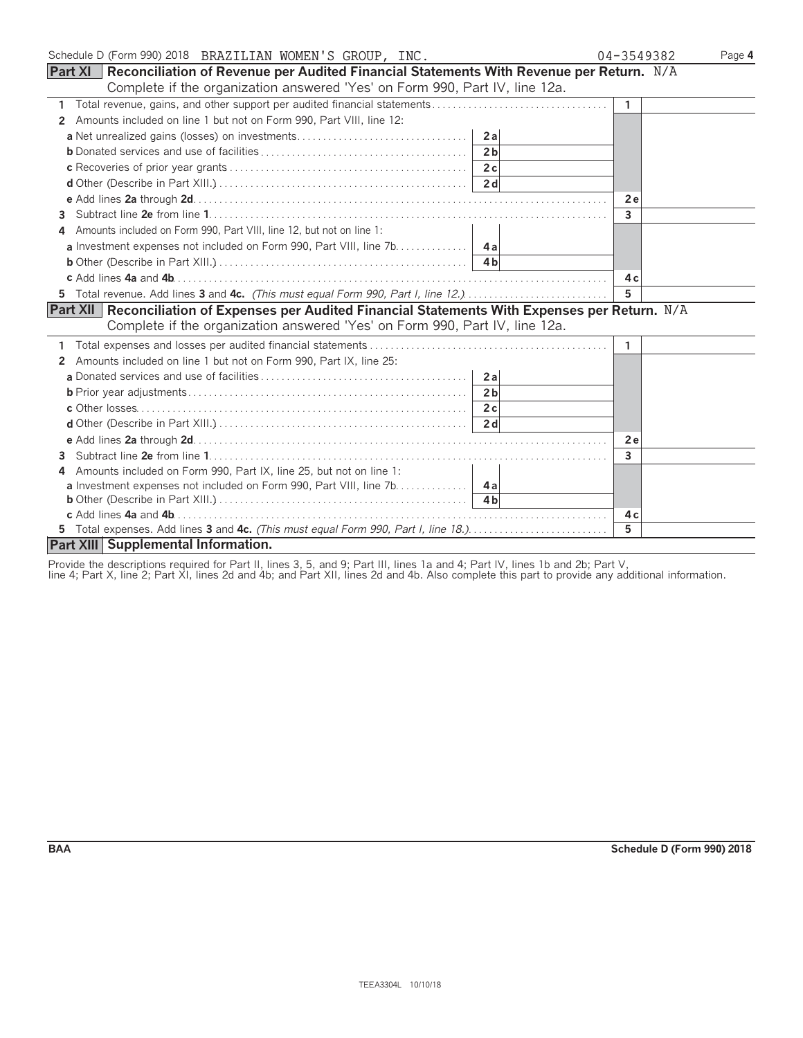Schedule D (Form 990) 2018 BRAZILIAN WOMEN'S GROUP, INC. 04-3549382

## Part XI Reconciliation of Revenue per Audited Financial Statements With Revenue per Return. N/A

Complete if the organization answered 'Yes' on Form 990, Part IV, line 12a.

| | | | | |
|---|---|---|---|---|
| 1 | Total revenue, gains, and other support per audited financial statements | | 1 | |
| 2 | Amounts included on line 1 but not on Form 990, Part VIII, line 12: | | | |
| a | Net unrealized gains (losses) on investments | 2a | | |
| b | Donated services and use of facilities | 2b | | |
| c | Recoveries of prior year grants | 2c | | |
| d | Other (Describe in Part XIII.) | 2d | | |
| e | Add lines **2a** through **2d** | | 2e | |
| 3 | Subtract line **2e** from line **1** | | 3 | |
| 4 | Amounts included on Form 990, Part VIII, line 12, but not on line 1: | | | |
| a | Investment expenses not included on Form 990, Part VIII, line 7b | 4a | | |
| b | Other (Describe in Part XIII.) | 4b | | |
| c | Add lines **4a** and **4b** | | 4c | |
| 5 | Total revenue. Add lines **3** and **4c.** *(This must equal Form 990, Part I, line 12.)* | | 5 | |

## Part XII Reconciliation of Expenses per Audited Financial Statements With Expenses per Return. N/A

Complete if the organization answered 'Yes' on Form 990, Part IV, line 12a.

| | | | | |
|---|---|---|---|---|
| 1 | Total expenses and losses per audited financial statements | | 1 | |
| 2 | Amounts included on line 1 but not on Form 990, Part IX, line 25: | | | |
| a | Donated services and use of facilities | 2a | | |
| b | Prior year adjustments | 2b | | |
| c | Other losses | 2c | | |
| d | Other (Describe in Part XIII.) | 2d | | |
| e | Add lines **2a** through **2d** | | 2e | |
| 3 | Subtract line **2e** from line **1** | | 3 | |
| 4 | Amounts included on Form 990, Part IX, line 25, but not on line 1: | | | |
| a | Investment expenses not included on Form 990, Part VIII, line 7b | 4a | | |
| b | Other (Describe in Part XIII.) | 4b | | |
| c | Add lines **4a** and **4b** | | 4c | |
| 5 | Total expenses. Add lines **3** and **4c.** *(This must equal Form 990, Part I, line 18.)* | | 5 | |

## Part XIII Supplemental Information.

Provide the descriptions required for Part II, lines 3, 5, and 9; Part III, lines 1a and 4; Part IV, lines 1b and 2b; Part V, line 4; Part X, line 2; Part XI, lines 2d and 4b; and Part XII, lines 2d and 4b. Also complete this part to provide any additional information.

BAA Schedule D (Form 990) 2018

TEEA3304L 10/10/18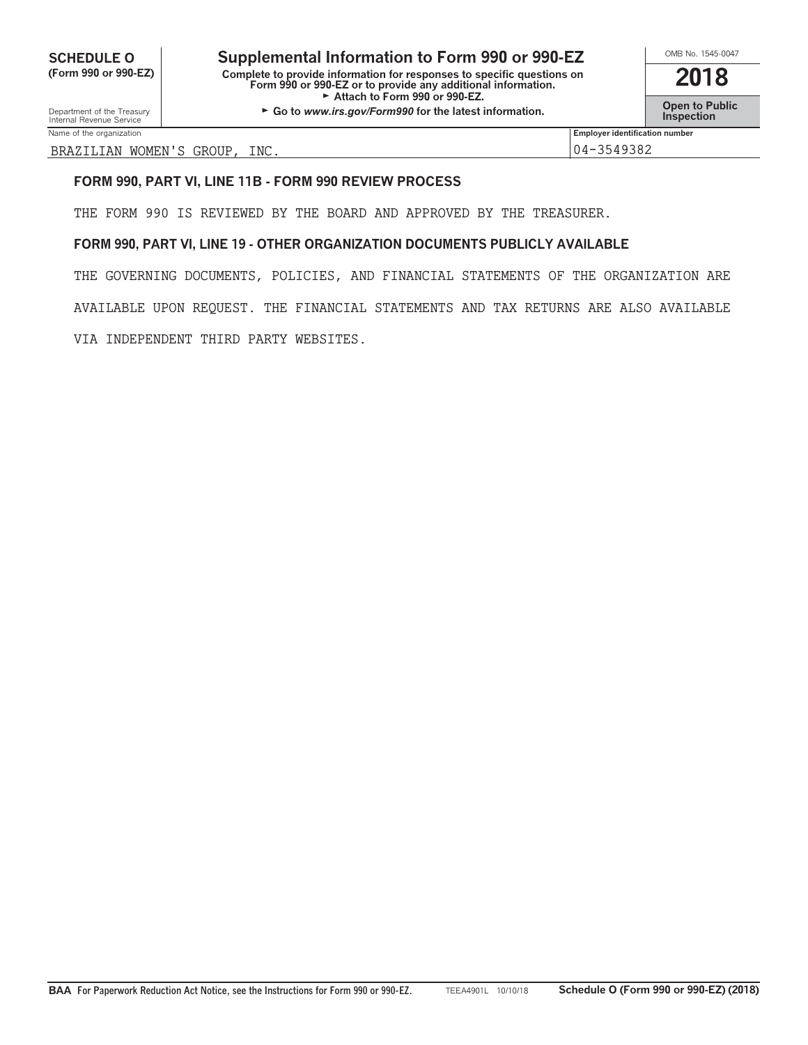**SCHEDULE O (Form 990 or 990-EZ)**

Department of the Treasury Internal Revenue Service

# Supplemental Information to Form 990 or 990-EZ

**Complete to provide information for responses to specific questions on Form 990 or 990-EZ or to provide any additional information.**
► **Attach to Form 990 or 990-EZ.**
► **Go to *www.irs.gov/Form990* for the latest information.**

OMB No. 1545-0047

**2018**

**Open to Public Inspection**

| Name of the organization | Employer identification number |
| --- | --- |
| BRAZILIAN WOMEN'S GROUP, INC. | 04-3549382 |

**FORM 990, PART VI, LINE 11B - FORM 990 REVIEW PROCESS**

THE FORM 990 IS REVIEWED BY THE BOARD AND APPROVED BY THE TREASURER.

**FORM 990, PART VI, LINE 19 - OTHER ORGANIZATION DOCUMENTS PUBLICLY AVAILABLE**

THE GOVERNING DOCUMENTS, POLICIES, AND FINANCIAL STATEMENTS OF THE ORGANIZATION ARE AVAILABLE UPON REQUEST. THE FINANCIAL STATEMENTS AND TAX RETURNS ARE ALSO AVAILABLE VIA INDEPENDENT THIRD PARTY WEBSITES.

**BAA** For Paperwork Reduction Act Notice, see the Instructions for Form 990 or 990-EZ. TEEA4901L 10/10/18 **Schedule O (Form 990 or 990-EZ) (2018)**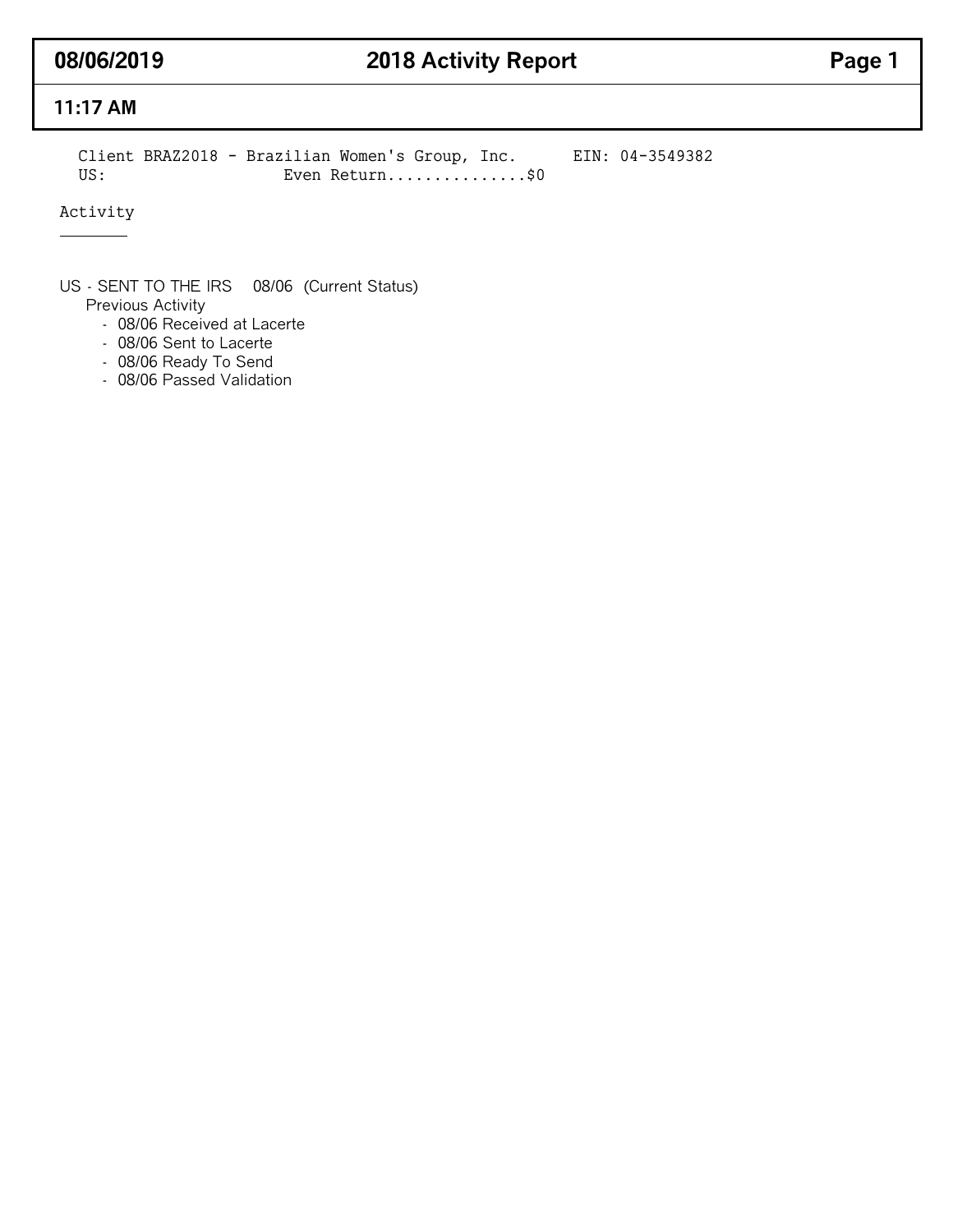# 2018 Activity Report

08/06/2019

11:17 AM

Client BRAZ2018 - Brazilian Women's Group, Inc.      EIN: 04-3549382
US:                Even Return...............$0

Activity

US - SENT TO THE IRS   08/06  (Current Status)

Previous Activity

- 08/06 Received at Lacerte
- 08/06 Sent to Lacerte
- 08/06 Ready To Send
- 08/06 Passed Validation